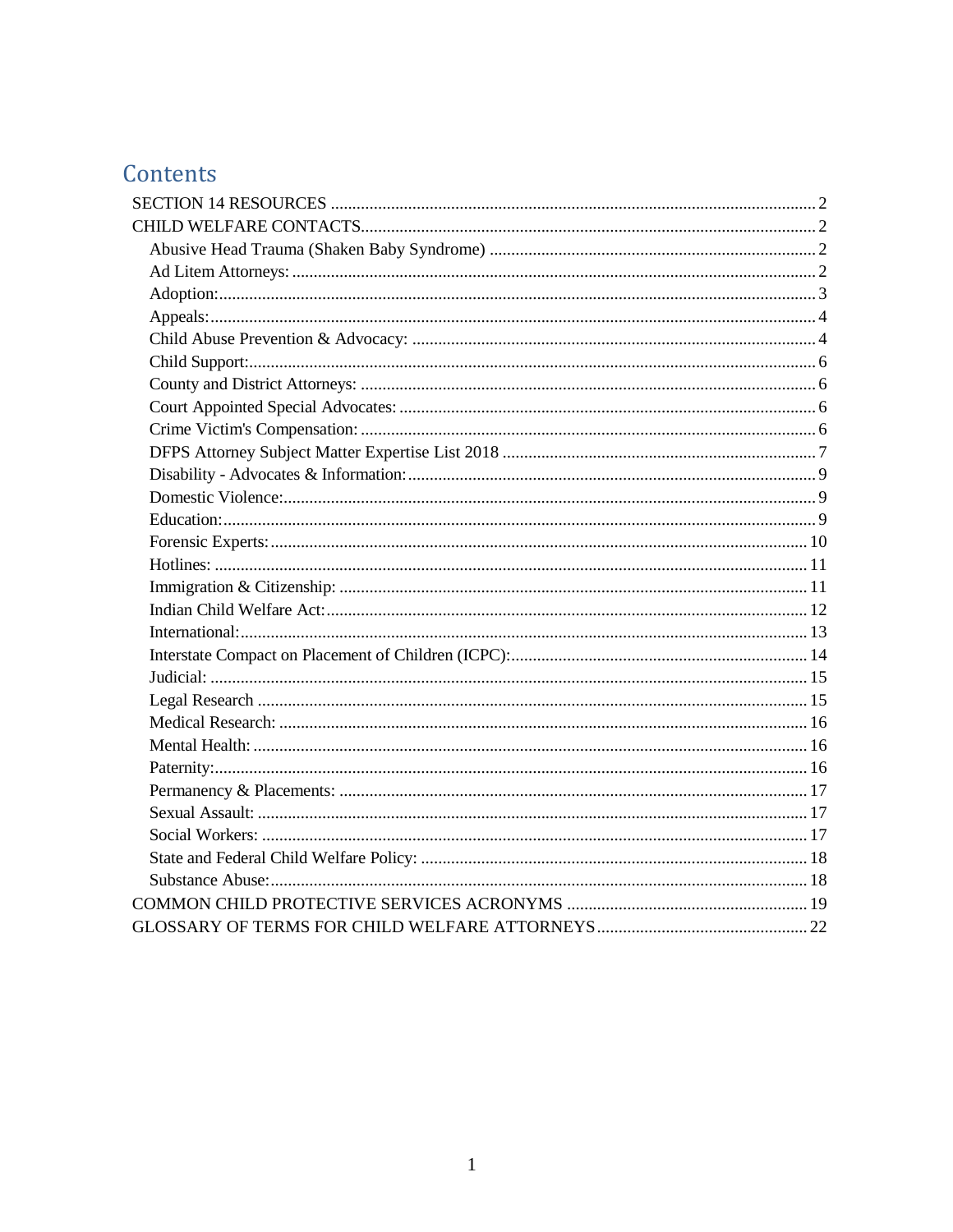# Contents

- SECTION 14 RESOURCES ........ 2
- CHILD WELFARE CONTACTS ........ 2
  - Abusive Head Trauma (Shaken Baby Syndrome) ........ 2
  - Ad Litem Attorneys: ........ 2
  - Adoption: ........ 3
  - Appeals: ........ 4
  - Child Abuse Prevention & Advocacy: ........ 4
  - Child Support: ........ 6
  - County and District Attorneys: ........ 6
  - Court Appointed Special Advocates: ........ 6
  - Crime Victim's Compensation: ........ 6
  - DFPS Attorney Subject Matter Expertise List 2018 ........ 7
  - Disability - Advocates & Information: ........ 9
  - Domestic Violence: ........ 9
  - Education: ........ 9
  - Forensic Experts: ........ 10
  - Hotlines: ........ 11
  - Immigration & Citizenship: ........ 11
  - Indian Child Welfare Act: ........ 12
  - International: ........ 13
  - Interstate Compact on Placement of Children (ICPC): ........ 14
  - Judicial: ........ 15
  - Legal Research ........ 15
  - Medical Research: ........ 16
  - Mental Health: ........ 16
  - Paternity: ........ 16
  - Permanency & Placements: ........ 17
  - Sexual Assault: ........ 17
  - Social Workers: ........ 17
  - State and Federal Child Welfare Policy: ........ 18
  - Substance Abuse: ........ 18
- COMMON CHILD PROTECTIVE SERVICES ACRONYMS ........ 19
- GLOSSARY OF TERMS FOR CHILD WELFARE ATTORNEYS ........ 22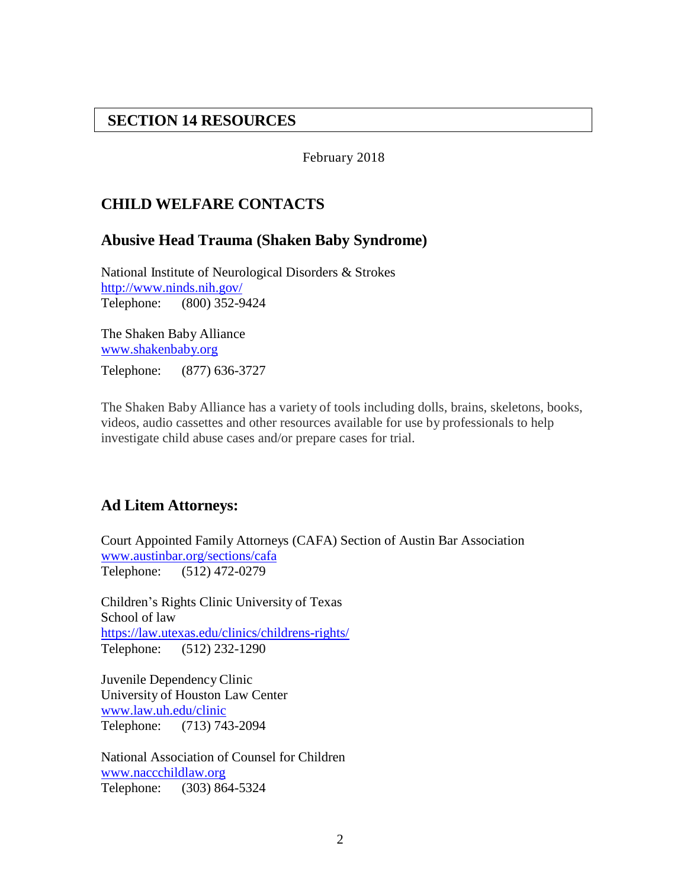# SECTION 14 RESOURCES

February 2018

## CHILD WELFARE CONTACTS

### Abusive Head Trauma (Shaken Baby Syndrome)

National Institute of Neurological Disorders & Strokes
http://www.ninds.nih.gov/
Telephone: (800) 352-9424

The Shaken Baby Alliance
www.shakenbaby.org
Telephone: (877) 636-3727

The Shaken Baby Alliance has a variety of tools including dolls, brains, skeletons, books, videos, audio cassettes and other resources available for use by professionals to help investigate child abuse cases and/or prepare cases for trial.

### Ad Litem Attorneys:

Court Appointed Family Attorneys (CAFA) Section of Austin Bar Association
www.austinbar.org/sections/cafa
Telephone: (512) 472-0279

Children's Rights Clinic University of Texas
School of law
https://law.utexas.edu/clinics/childrens-rights/
Telephone: (512) 232-1290

Juvenile Dependency Clinic
University of Houston Law Center
www.law.uh.edu/clinic
Telephone: (713) 743-2094

National Association of Counsel for Children
www.naccchildlaw.org
Telephone: (303) 864-5324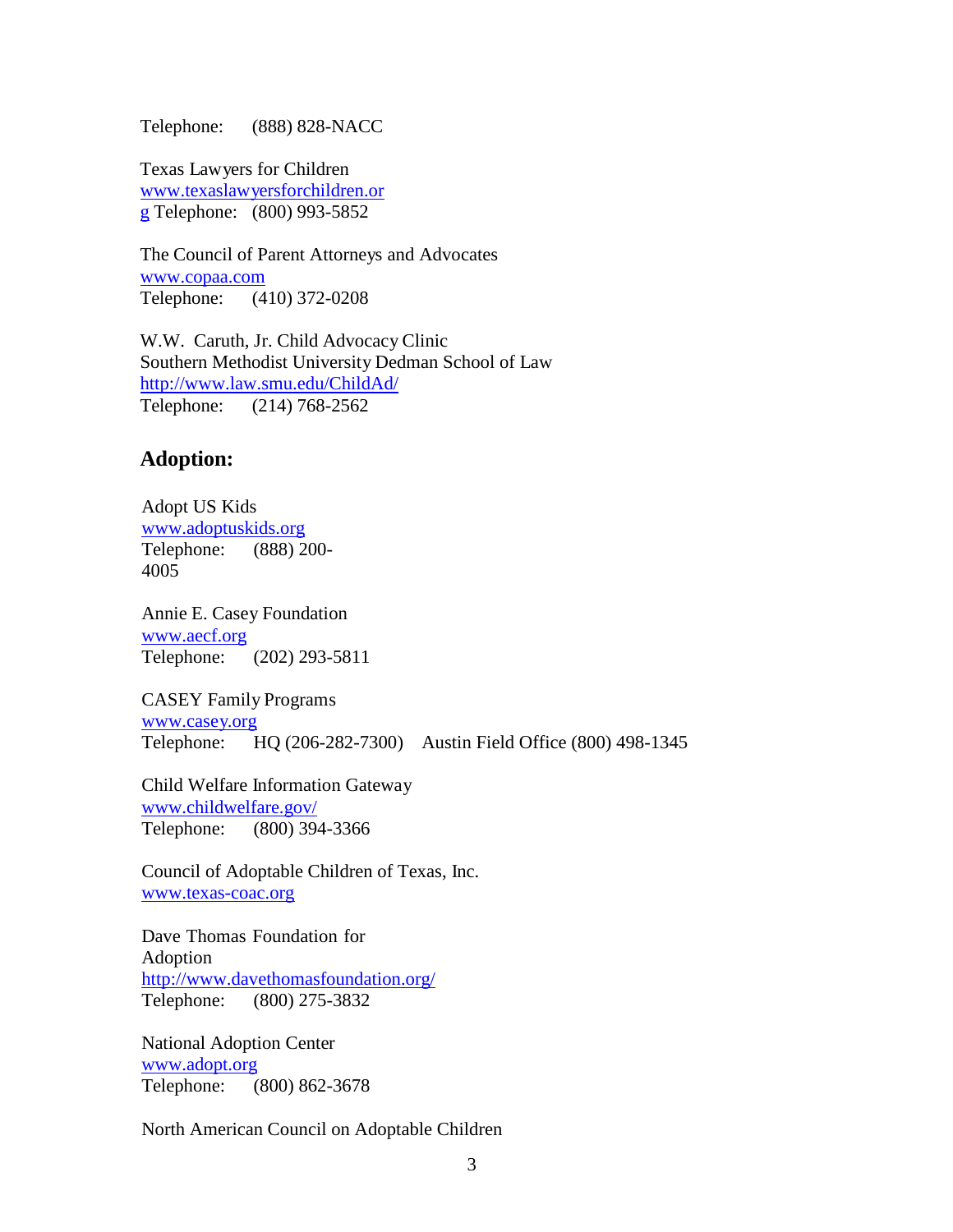Telephone: (888) 828-NACC

Texas Lawyers for Children
www.texaslawyersforchildren.org Telephone: (800) 993-5852

The Council of Parent Attorneys and Advocates
www.copaa.com
Telephone: (410) 372-0208

W.W. Caruth, Jr. Child Advocacy Clinic
Southern Methodist University Dedman School of Law
http://www.law.smu.edu/ChildAd/
Telephone: (214) 768-2562

## Adoption:

Adopt US Kids
www.adoptuskids.org
Telephone: (888) 200-4005

Annie E. Casey Foundation
www.aecf.org
Telephone: (202) 293-5811

CASEY Family Programs
www.casey.org
Telephone: HQ (206-282-7300) Austin Field Office (800) 498-1345

Child Welfare Information Gateway
www.childwelfare.gov/
Telephone: (800) 394-3366

Council of Adoptable Children of Texas, Inc.
www.texas-coac.org

Dave Thomas Foundation for Adoption
http://www.davethomasfoundation.org/
Telephone: (800) 275-3832

National Adoption Center
www.adopt.org
Telephone: (800) 862-3678

North American Council on Adoptable Children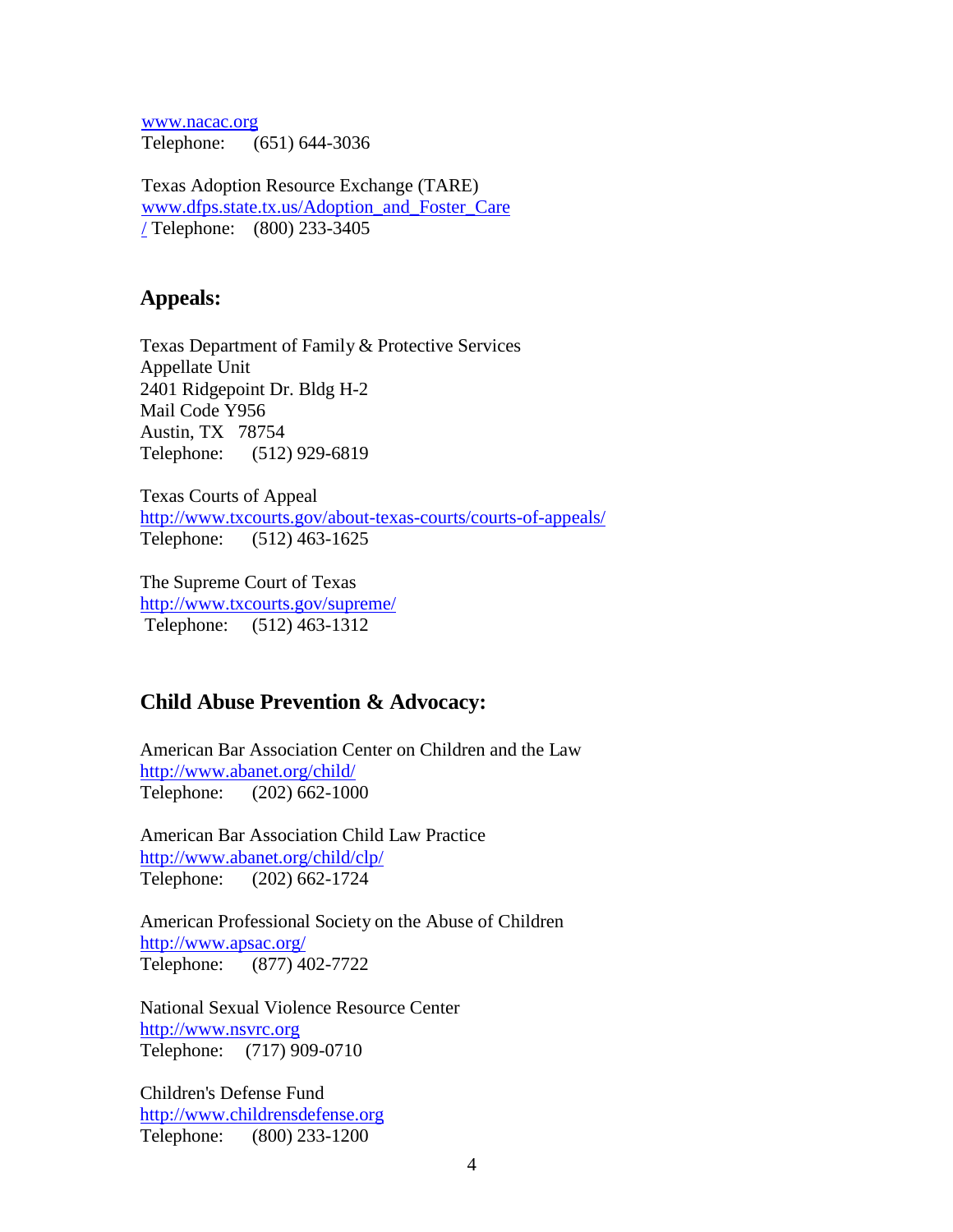www.nacac.org
Telephone: (651) 644-3036

Texas Adoption Resource Exchange (TARE)
www.dfps.state.tx.us/Adoption_and_Foster_Care/ Telephone: (800) 233-3405

## Appeals:

Texas Department of Family & Protective Services
Appellate Unit
2401 Ridgepoint Dr. Bldg H-2
Mail Code Y956
Austin, TX 78754
Telephone: (512) 929-6819

Texas Courts of Appeal
http://www.txcourts.gov/about-texas-courts/courts-of-appeals/
Telephone: (512) 463-1625

The Supreme Court of Texas
http://www.txcourts.gov/supreme/
Telephone: (512) 463-1312

## Child Abuse Prevention & Advocacy:

American Bar Association Center on Children and the Law
http://www.abanet.org/child/
Telephone: (202) 662-1000

American Bar Association Child Law Practice
http://www.abanet.org/child/clp/
Telephone: (202) 662-1724

American Professional Society on the Abuse of Children
http://www.apsac.org/
Telephone: (877) 402-7722

National Sexual Violence Resource Center
http://www.nsvrc.org
Telephone: (717) 909-0710

Children's Defense Fund
http://www.childrensdefense.org
Telephone: (800) 233-1200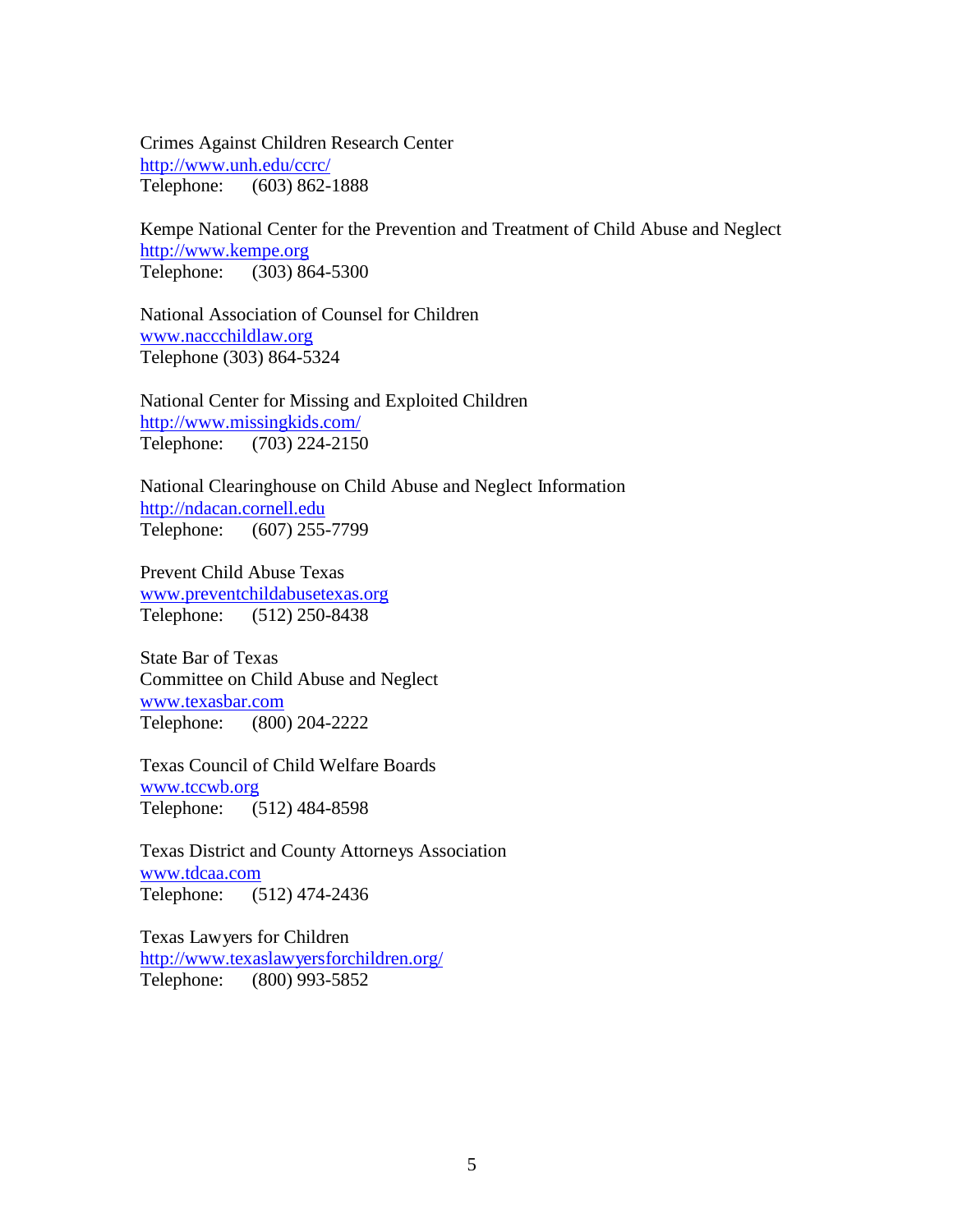Crimes Against Children Research Center
http://www.unh.edu/ccrc/
Telephone: (603) 862-1888

Kempe National Center for the Prevention and Treatment of Child Abuse and Neglect
http://www.kempe.org
Telephone: (303) 864-5300

National Association of Counsel for Children
www.naccchildlaw.org
Telephone (303) 864-5324

National Center for Missing and Exploited Children
http://www.missingkids.com/
Telephone: (703) 224-2150

National Clearinghouse on Child Abuse and Neglect Information
http://ndacan.cornell.edu
Telephone: (607) 255-7799

Prevent Child Abuse Texas
www.preventchildabusetexas.org
Telephone: (512) 250-8438

State Bar of Texas
Committee on Child Abuse and Neglect
www.texasbar.com
Telephone: (800) 204-2222

Texas Council of Child Welfare Boards
www.tccwb.org
Telephone: (512) 484-8598

Texas District and County Attorneys Association
www.tdcaa.com
Telephone: (512) 474-2436

Texas Lawyers for Children
http://www.texaslawyersforchildren.org/
Telephone: (800) 993-5852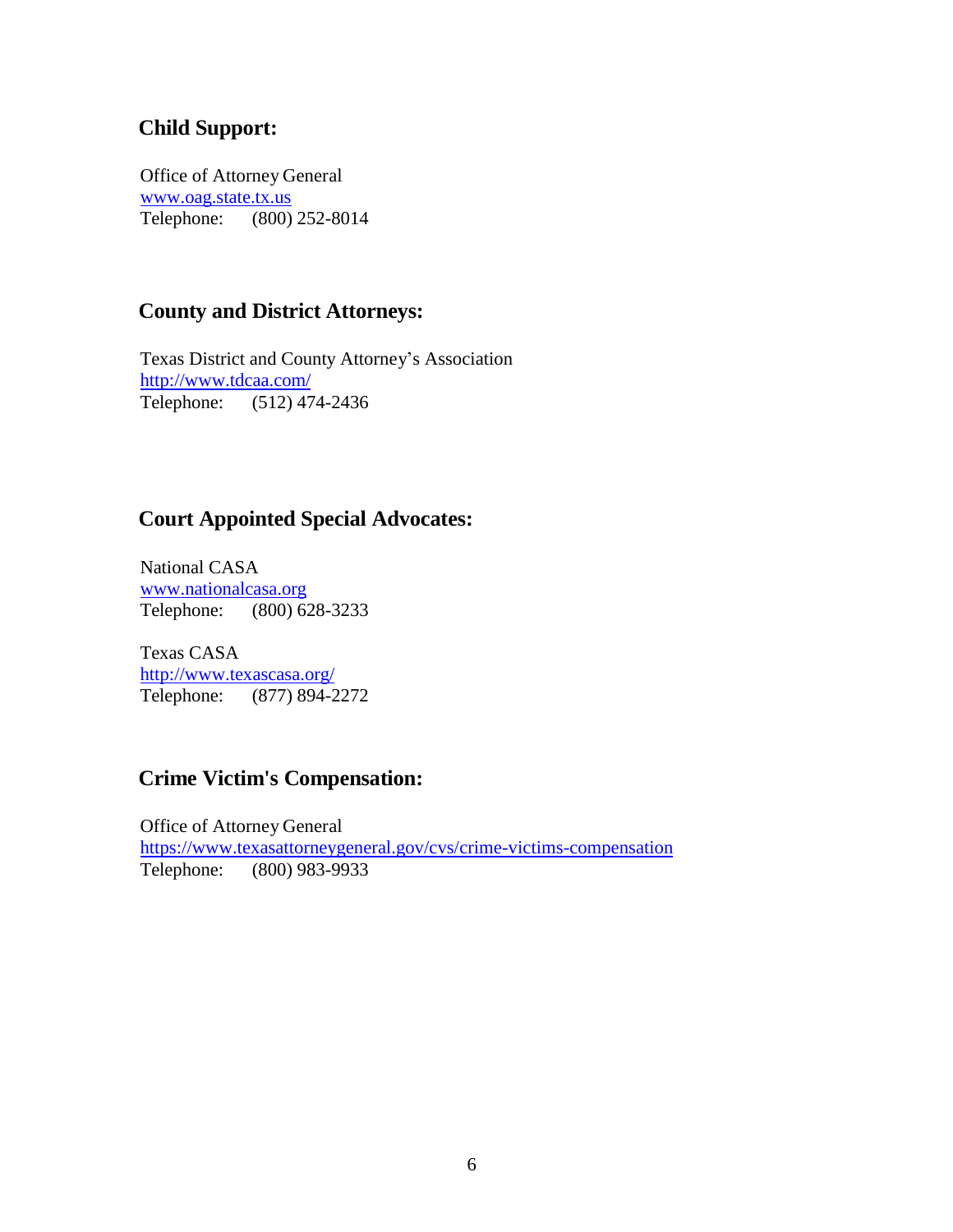## Child Support:

Office of Attorney General
www.oag.state.tx.us
Telephone: (800) 252-8014

## County and District Attorneys:

Texas District and County Attorney's Association
http://www.tdcaa.com/
Telephone: (512) 474-2436

## Court Appointed Special Advocates:

National CASA
www.nationalcasa.org
Telephone: (800) 628-3233

Texas CASA
http://www.texascasa.org/
Telephone: (877) 894-2272

## Crime Victim's Compensation:

Office of Attorney General
https://www.texasattorneygeneral.gov/cvs/crime-victims-compensation
Telephone: (800) 983-9933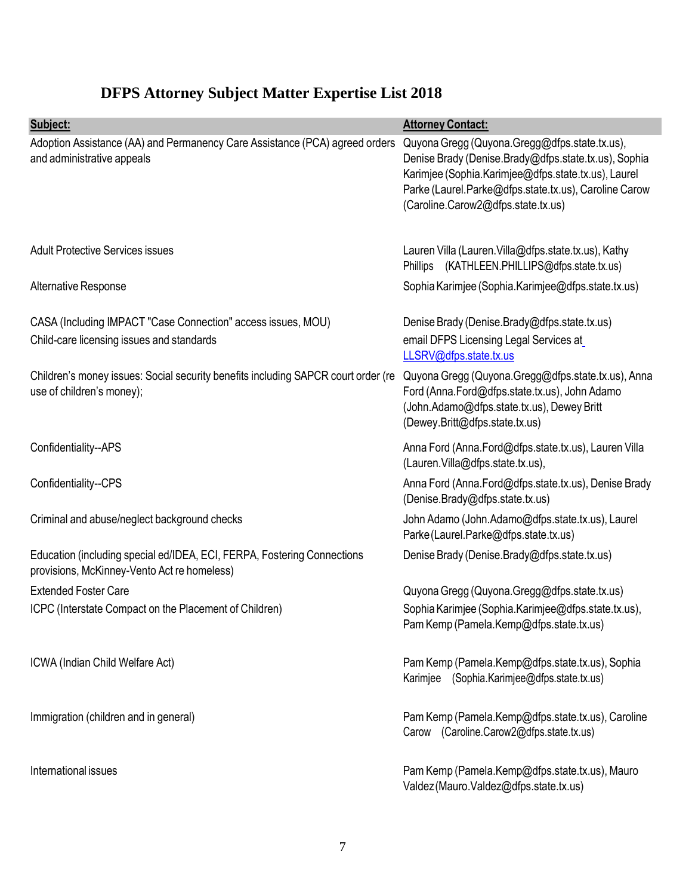# DFPS Attorney Subject Matter Expertise List 2018

| Subject: | Attorney Contact: |
| --- | --- |
| Adoption Assistance (AA) and Permanency Care Assistance (PCA) agreed orders and administrative appeals | Quyona Gregg (Quyona.Gregg@dfps.state.tx.us), Denise Brady (Denise.Brady@dfps.state.tx.us), Sophia Karimjee (Sophia.Karimjee@dfps.state.tx.us), Laurel Parke (Laurel.Parke@dfps.state.tx.us), Caroline Carow (Caroline.Carow2@dfps.state.tx.us) |
| Adult Protective Services issues | Lauren Villa (Lauren.Villa@dfps.state.tx.us), Kathy Phillips (KATHLEEN.PHILLIPS@dfps.state.tx.us) |
| Alternative Response | Sophia Karimjee (Sophia.Karimjee@dfps.state.tx.us) |
| CASA (Including IMPACT "Case Connection" access issues, MOU) | Denise Brady (Denise.Brady@dfps.state.tx.us) |
| Child-care licensing issues and standards | email DFPS Licensing Legal Services at LLSRV@dfps.state.tx.us |
| Children's money issues: Social security benefits including SAPCR court order (re use of children's money); | Quyona Gregg (Quyona.Gregg@dfps.state.tx.us), Anna Ford (Anna.Ford@dfps.state.tx.us), John Adamo (John.Adamo@dfps.state.tx.us), Dewey Britt (Dewey.Britt@dfps.state.tx.us) |
| Confidentiality--APS | Anna Ford (Anna.Ford@dfps.state.tx.us), Lauren Villa (Lauren.Villa@dfps.state.tx.us), |
| Confidentiality--CPS | Anna Ford (Anna.Ford@dfps.state.tx.us), Denise Brady (Denise.Brady@dfps.state.tx.us) |
| Criminal and abuse/neglect background checks | John Adamo (John.Adamo@dfps.state.tx.us), Laurel Parke (Laurel.Parke@dfps.state.tx.us) |
| Education (including special ed/IDEA, ECI, FERPA, Fostering Connections provisions, McKinney-Vento Act re homeless) | Denise Brady (Denise.Brady@dfps.state.tx.us) |
| Extended Foster Care | Quyona Gregg (Quyona.Gregg@dfps.state.tx.us) |
| ICPC (Interstate Compact on the Placement of Children) | Sophia Karimjee (Sophia.Karimjee@dfps.state.tx.us), Pam Kemp (Pamela.Kemp@dfps.state.tx.us) |
| ICWA (Indian Child Welfare Act) | Pam Kemp (Pamela.Kemp@dfps.state.tx.us), Sophia Karimjee (Sophia.Karimjee@dfps.state.tx.us) |
| Immigration (children and in general) | Pam Kemp (Pamela.Kemp@dfps.state.tx.us), Caroline Carow (Caroline.Carow2@dfps.state.tx.us) |
| International issues | Pam Kemp (Pamela.Kemp@dfps.state.tx.us), Mauro Valdez (Mauro.Valdez@dfps.state.tx.us) |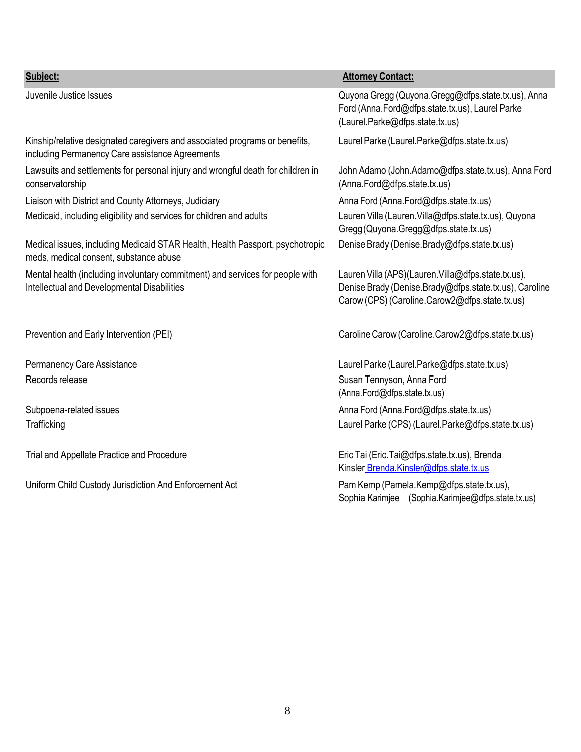| Subject: | Attorney Contact: |
|---|---|
| Juvenile Justice Issues | Quyona Gregg (Quyona.Gregg@dfps.state.tx.us), Anna Ford (Anna.Ford@dfps.state.tx.us), Laurel Parke (Laurel.Parke@dfps.state.tx.us) |
| Kinship/relative designated caregivers and associated programs or benefits, including Permanency Care assistance Agreements | Laurel Parke (Laurel.Parke@dfps.state.tx.us) |
| Lawsuits and settlements for personal injury and wrongful death for children in conservatorship | John Adamo (John.Adamo@dfps.state.tx.us), Anna Ford (Anna.Ford@dfps.state.tx.us) |
| Liaison with District and County Attorneys, Judiciary | Anna Ford (Anna.Ford@dfps.state.tx.us) |
| Medicaid, including eligibility and services for children and adults | Lauren Villa (Lauren.Villa@dfps.state.tx.us), Quyona Gregg (Quyona.Gregg@dfps.state.tx.us) |
| Medical issues, including Medicaid STAR Health, Health Passport, psychotropic meds, medical consent, substance abuse | Denise Brady (Denise.Brady@dfps.state.tx.us) |
| Mental health (including involuntary commitment) and services for people with Intellectual and Developmental Disabilities | Lauren Villa (APS)(Lauren.Villa@dfps.state.tx.us), Denise Brady (Denise.Brady@dfps.state.tx.us), Caroline Carow (CPS) (Caroline.Carow2@dfps.state.tx.us) |
| Prevention and Early Intervention (PEI) | Caroline Carow (Caroline.Carow2@dfps.state.tx.us) |
| Permanency Care Assistance | Laurel Parke (Laurel.Parke@dfps.state.tx.us) |
| Records release | Susan Tennyson, Anna Ford (Anna.Ford@dfps.state.tx.us) |
| Subpoena-related issues | Anna Ford (Anna.Ford@dfps.state.tx.us) |
| Trafficking | Laurel Parke (CPS) (Laurel.Parke@dfps.state.tx.us) |
| Trial and Appellate Practice and Procedure | Eric Tai (Eric.Tai@dfps.state.tx.us), Brenda Kinsler Brenda.Kinsler@dfps.state.tx.us |
| Uniform Child Custody Jurisdiction And Enforcement Act | Pam Kemp (Pamela.Kemp@dfps.state.tx.us), Sophia Karimjee (Sophia.Karimjee@dfps.state.tx.us) |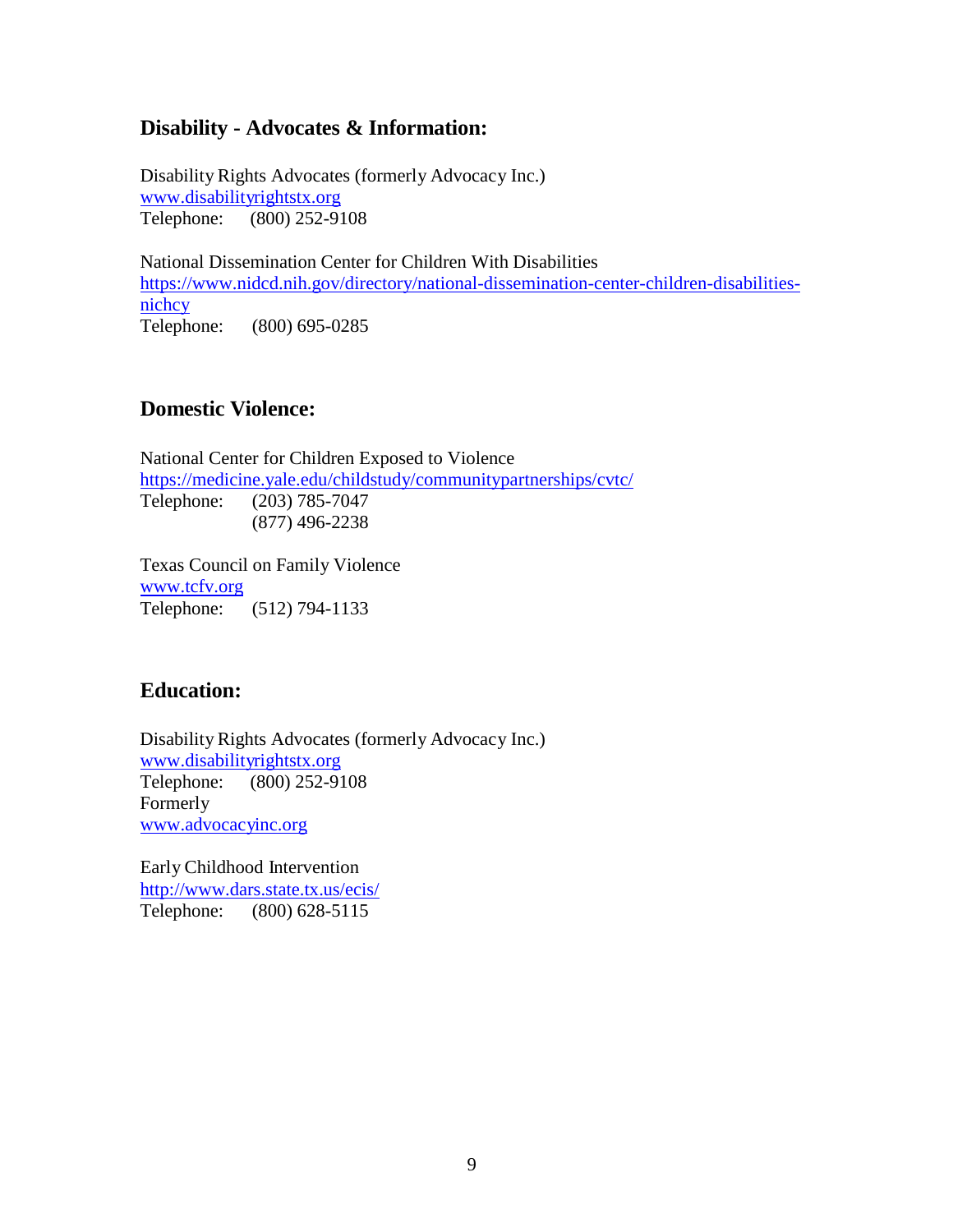## Disability - Advocates & Information:

Disability Rights Advocates (formerly Advocacy Inc.)
www.disabilityrightstx.org
Telephone: (800) 252-9108

National Dissemination Center for Children With Disabilities
https://www.nidcd.nih.gov/directory/national-dissemination-center-children-disabilities-nichcy
Telephone: (800) 695-0285

## Domestic Violence:

National Center for Children Exposed to Violence
https://medicine.yale.edu/childstudy/communitypartnerships/cvtc/
Telephone: (203) 785-7047
(877) 496-2238

Texas Council on Family Violence
www.tcfv.org
Telephone: (512) 794-1133

## Education:

Disability Rights Advocates (formerly Advocacy Inc.)
www.disabilityrightstx.org
Telephone: (800) 252-9108
Formerly
www.advocacyinc.org

Early Childhood Intervention
http://www.dars.state.tx.us/ecis/
Telephone: (800) 628-5115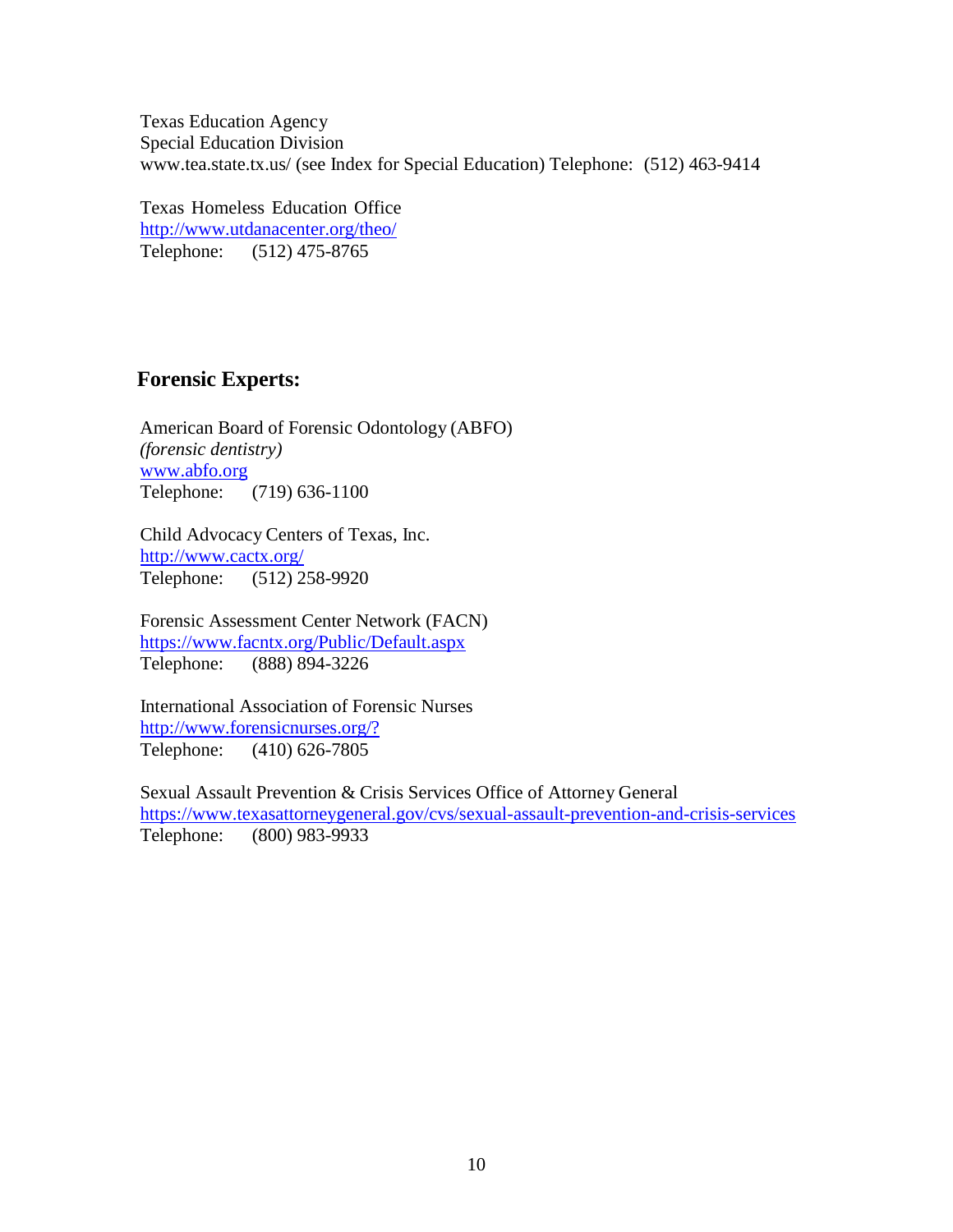Texas Education Agency
Special Education Division
www.tea.state.tx.us/ (see Index for Special Education) Telephone: (512) 463-9414

Texas Homeless Education Office
http://www.utdanacenter.org/theo/
Telephone: (512) 475-8765

## Forensic Experts:

American Board of Forensic Odontology (ABFO)
*(forensic dentistry)*
www.abfo.org
Telephone: (719) 636-1100

Child Advocacy Centers of Texas, Inc.
http://www.cactx.org/
Telephone: (512) 258-9920

Forensic Assessment Center Network (FACN)
https://www.facntx.org/Public/Default.aspx
Telephone: (888) 894-3226

International Association of Forensic Nurses
http://www.forensicnurses.org/?
Telephone: (410) 626-7805

Sexual Assault Prevention & Crisis Services Office of Attorney General
https://www.texasattorneygeneral.gov/cvs/sexual-assault-prevention-and-crisis-services
Telephone: (800) 983-9933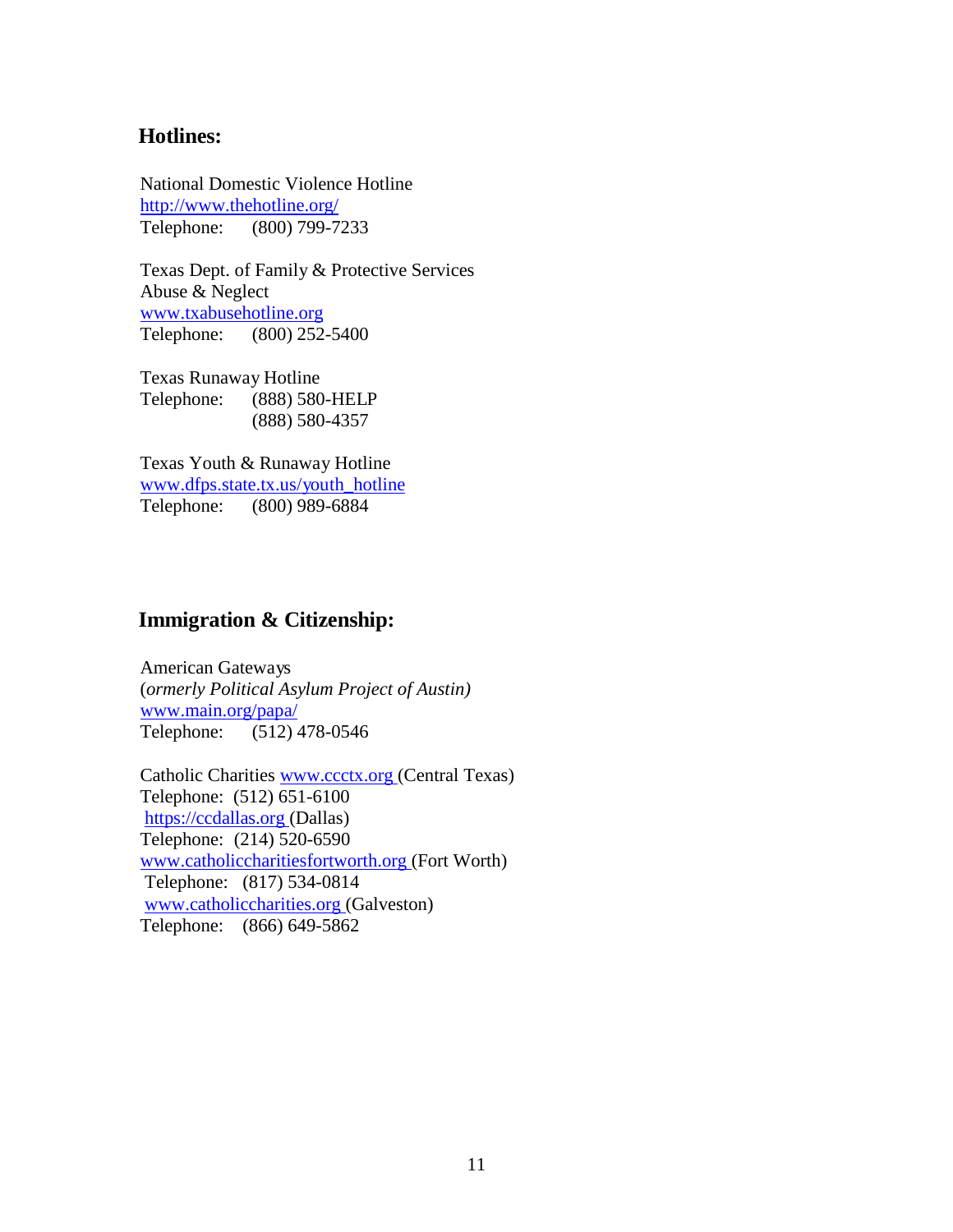## Hotlines:

National Domestic Violence Hotline
http://www.thehotline.org/
Telephone: (800) 799-7233

Texas Dept. of Family & Protective Services
Abuse & Neglect
www.txabusehotline.org
Telephone: (800) 252-5400

Texas Runaway Hotline
Telephone: (888) 580-HELP
(888) 580-4357

Texas Youth & Runaway Hotline
www.dfps.state.tx.us/youth_hotline
Telephone: (800) 989-6884

## Immigration & Citizenship:

American Gateways
(*ormerly Political Asylum Project of Austin)*
www.main.org/papa/
Telephone: (512) 478-0546

Catholic Charities www.ccctx.org (Central Texas)
Telephone: (512) 651-6100
https://ccdallas.org (Dallas)
Telephone: (214) 520-6590
www.catholiccharitiesfortworth.org (Fort Worth)
Telephone: (817) 534-0814
www.catholiccharities.org (Galveston)
Telephone: (866) 649-5862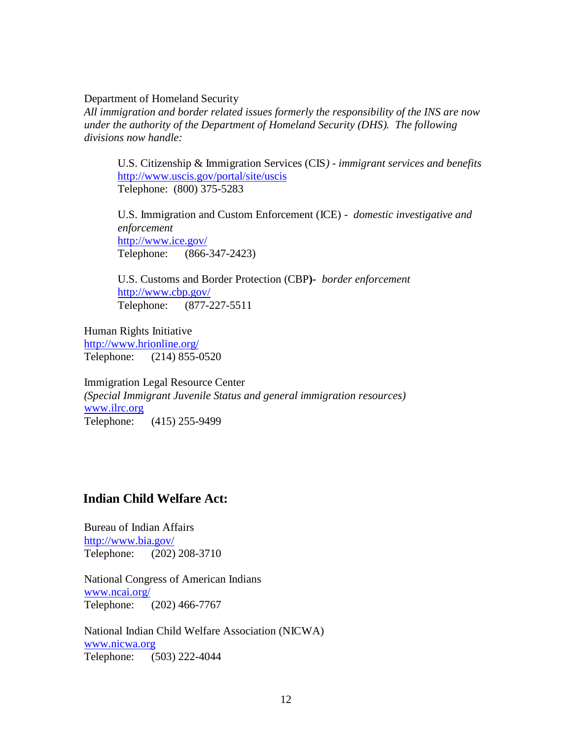Department of Homeland Security

*All immigration and border related issues formerly the responsibility of the INS are now under the authority of the Department of Homeland Security (DHS). The following divisions now handle:*

> U.S. Citizenship & Immigration Services (CIS*) - immigrant services and benefits*
> http://www.uscis.gov/portal/site/uscis
> Telephone: (800) 375-5283
>
> U.S. Immigration and Custom Enforcement (ICE) - *domestic investigative and enforcement*
> http://www.ice.gov/
> Telephone: (866-347-2423)
>
> U.S. Customs and Border Protection (CBP**)-** *border enforcement*
> http://www.cbp.gov/
> Telephone: (877-227-5511

Human Rights Initiative
http://www.hrionline.org/
Telephone: (214) 855-0520

Immigration Legal Resource Center
*(Special Immigrant Juvenile Status and general immigration resources)*
www.ilrc.org
Telephone: (415) 255-9499

## Indian Child Welfare Act:

Bureau of Indian Affairs
http://www.bia.gov/
Telephone: (202) 208-3710

National Congress of American Indians
www.ncai.org/
Telephone: (202) 466-7767

National Indian Child Welfare Association (NICWA)
www.nicwa.org
Telephone: (503) 222-4044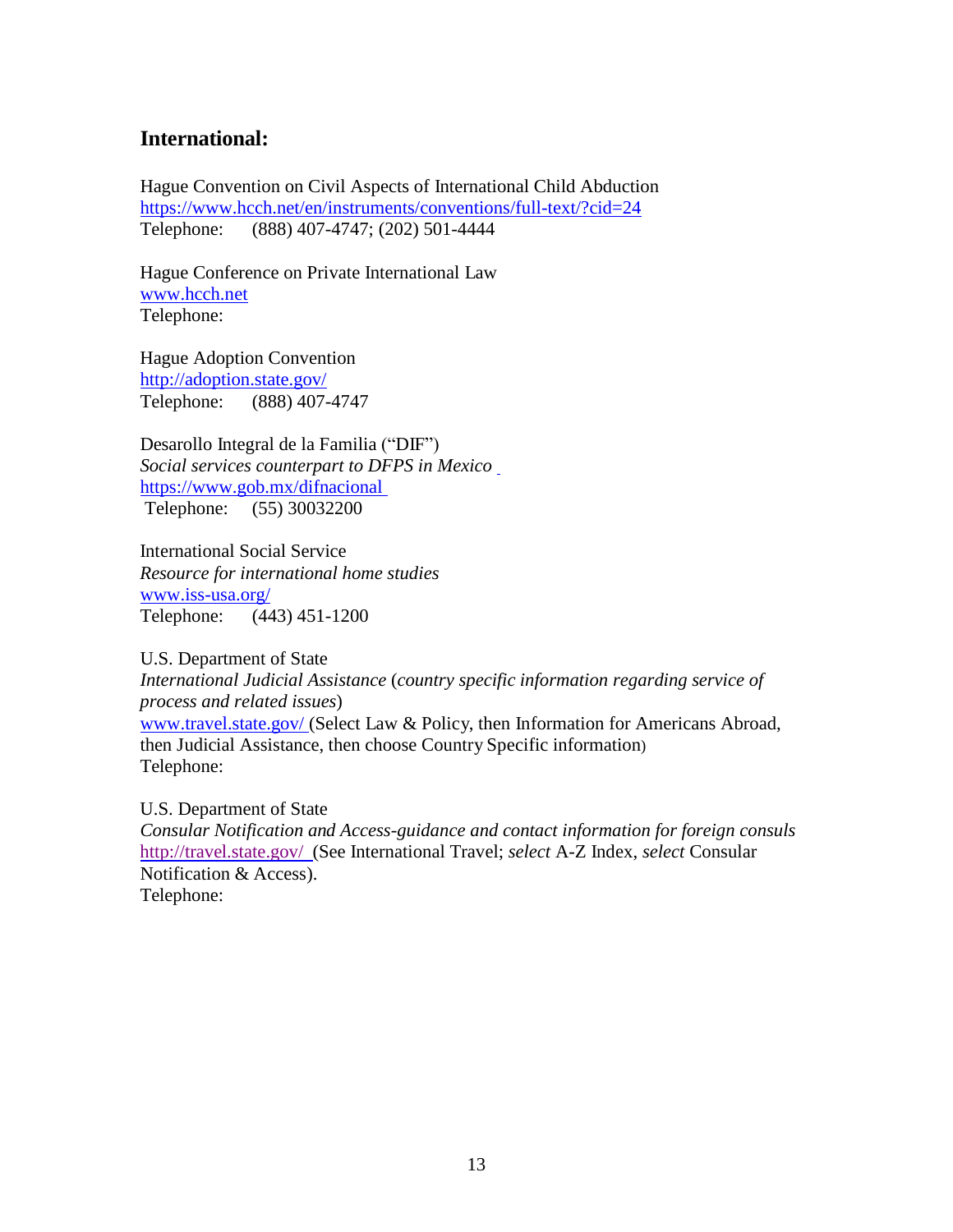## International:

Hague Convention on Civil Aspects of International Child Abduction
https://www.hcch.net/en/instruments/conventions/full-text/?cid=24
Telephone: (888) 407-4747; (202) 501-4444

Hague Conference on Private International Law
www.hcch.net
Telephone:

Hague Adoption Convention
http://adoption.state.gov/
Telephone: (888) 407-4747

Desarollo Integral de la Familia ("DIF")
*Social services counterpart to DFPS in Mexico*
https://www.gob.mx/difnacional
Telephone: (55) 30032200

International Social Service
*Resource for international home studies*
www.iss-usa.org/
Telephone: (443) 451-1200

U.S. Department of State
*International Judicial Assistance* (*country specific information regarding service of process and related issues*)
www.travel.state.gov/ (Select Law & Policy, then Information for Americans Abroad, then Judicial Assistance, then choose Country Specific information)
Telephone:

U.S. Department of State
*Consular Notification and Access-guidance and contact information for foreign consuls*
http://travel.state.gov/ (See International Travel; *select* A-Z Index, *select* Consular Notification & Access).
Telephone: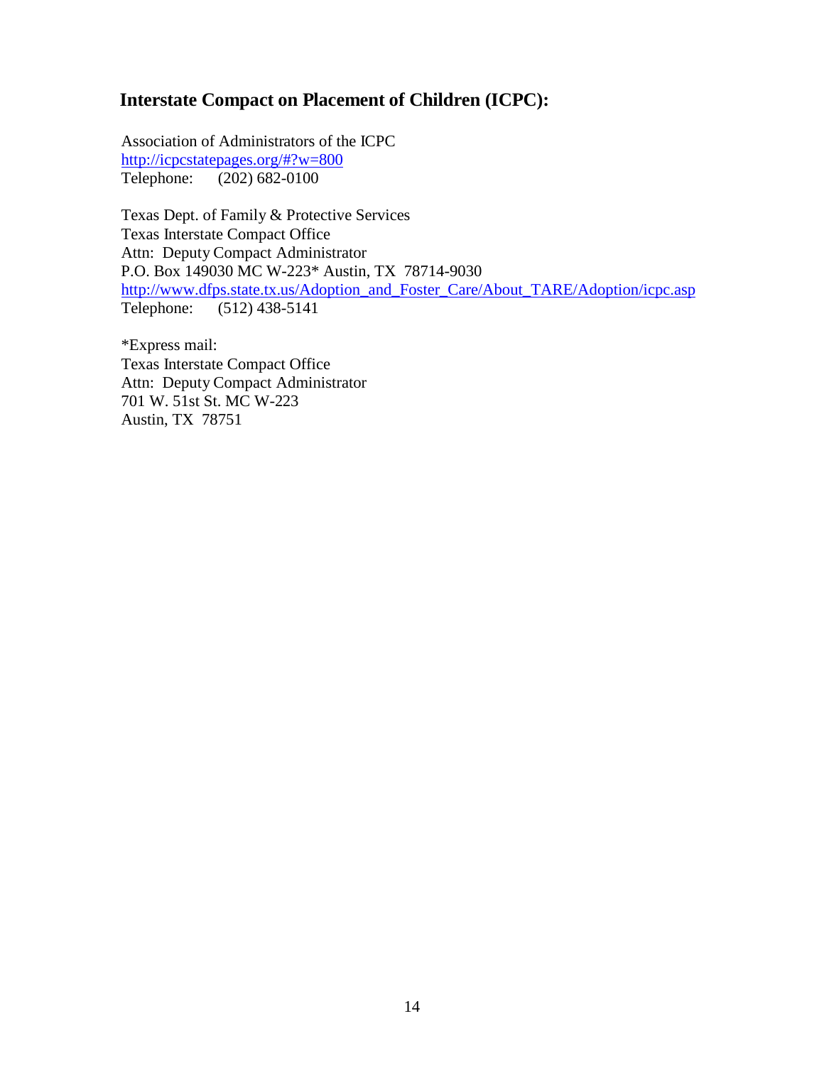## Interstate Compact on Placement of Children (ICPC):

Association of Administrators of the ICPC
http://icpcstatepages.org/#?w=800
Telephone: (202) 682-0100

Texas Dept. of Family & Protective Services
Texas Interstate Compact Office
Attn: Deputy Compact Administrator
P.O. Box 149030 MC W-223* Austin, TX 78714-9030
http://www.dfps.state.tx.us/Adoption_and_Foster_Care/About_TARE/Adoption/icpc.asp
Telephone: (512) 438-5141

*Express mail:
Texas Interstate Compact Office
Attn: Deputy Compact Administrator
701 W. 51st St. MC W-223
Austin, TX 78751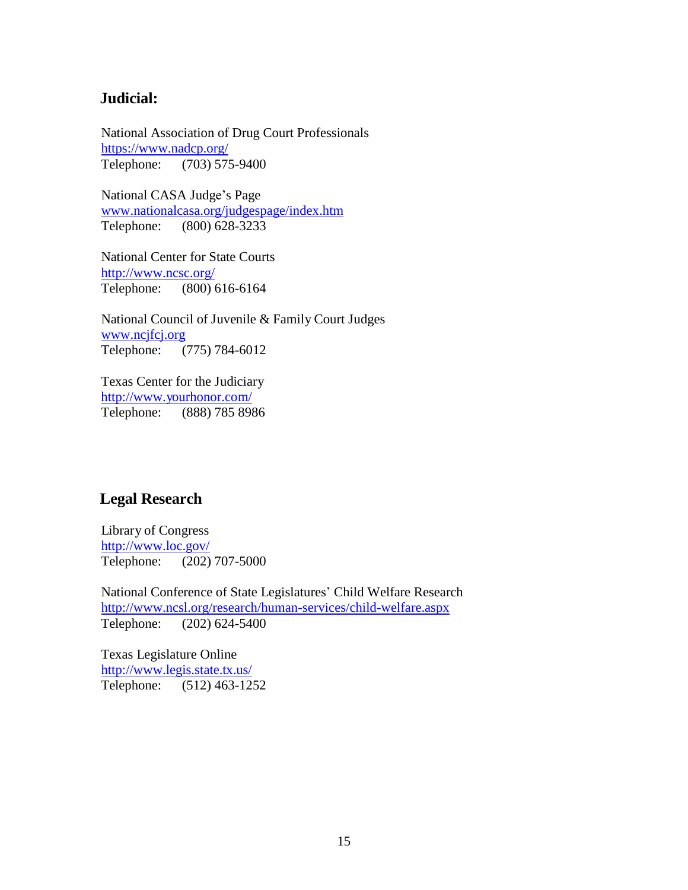## Judicial:

National Association of Drug Court Professionals
https://www.nadcp.org/
Telephone: (703) 575-9400

National CASA Judge's Page
www.nationalcasa.org/judgespage/index.htm
Telephone: (800) 628-3233

National Center for State Courts
http://www.ncsc.org/
Telephone: (800) 616-6164

National Council of Juvenile & Family Court Judges
www.ncjfcj.org
Telephone: (775) 784-6012

Texas Center for the Judiciary
http://www.yourhonor.com/
Telephone: (888) 785 8986

## Legal Research

Library of Congress
http://www.loc.gov/
Telephone: (202) 707-5000

National Conference of State Legislatures' Child Welfare Research
http://www.ncsl.org/research/human-services/child-welfare.aspx
Telephone: (202) 624-5400

Texas Legislature Online
http://www.legis.state.tx.us/
Telephone: (512) 463-1252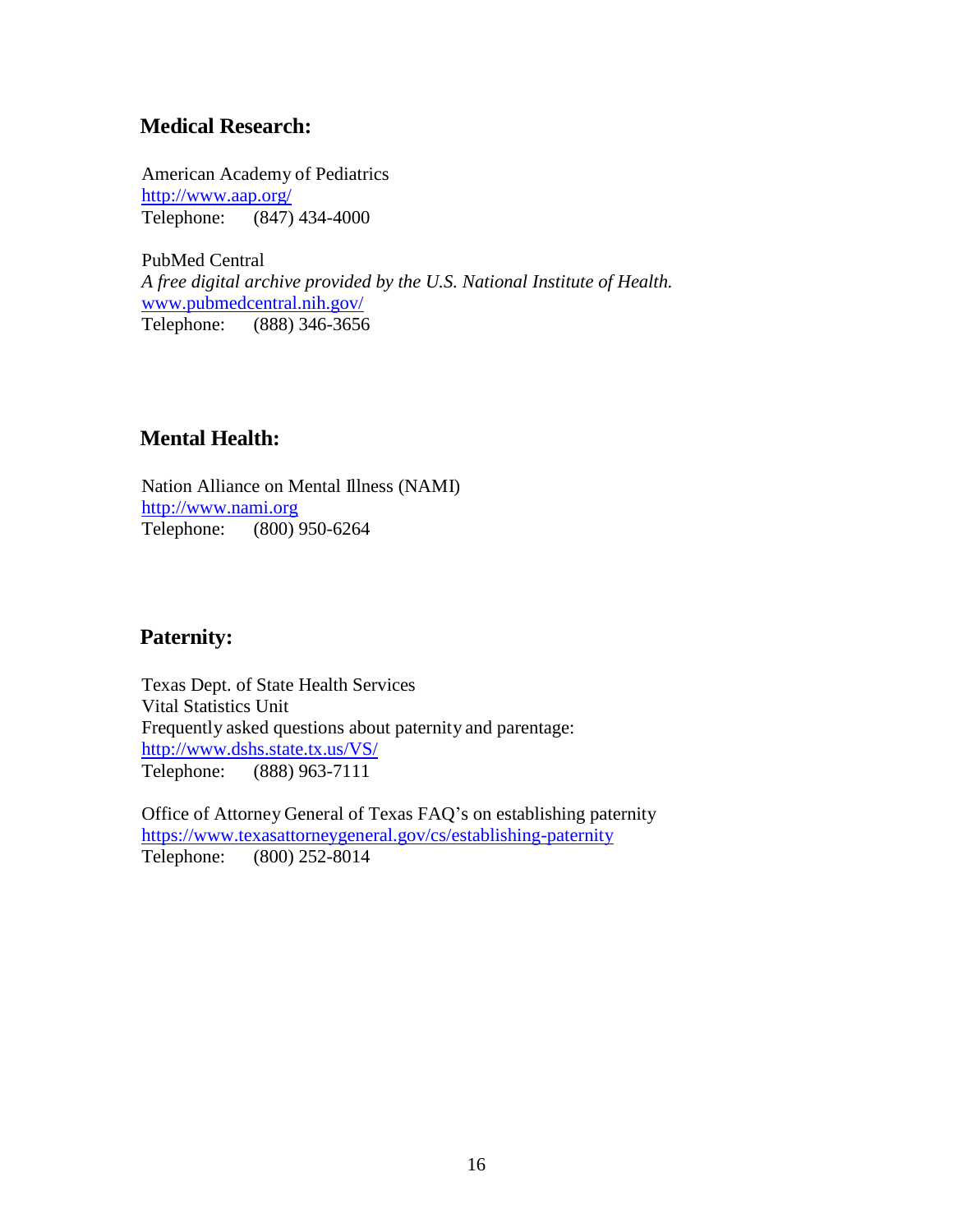## Medical Research:

American Academy of Pediatrics
http://www.aap.org/
Telephone: (847) 434-4000

PubMed Central
*A free digital archive provided by the U.S. National Institute of Health.*
www.pubmedcentral.nih.gov/
Telephone: (888) 346-3656

## Mental Health:

Nation Alliance on Mental Illness (NAMI)
http://www.nami.org
Telephone: (800) 950-6264

## Paternity:

Texas Dept. of State Health Services
Vital Statistics Unit
Frequently asked questions about paternity and parentage:
http://www.dshs.state.tx.us/VS/
Telephone: (888) 963-7111

Office of Attorney General of Texas FAQ's on establishing paternity
https://www.texasattorneygeneral.gov/cs/establishing-paternity
Telephone: (800) 252-8014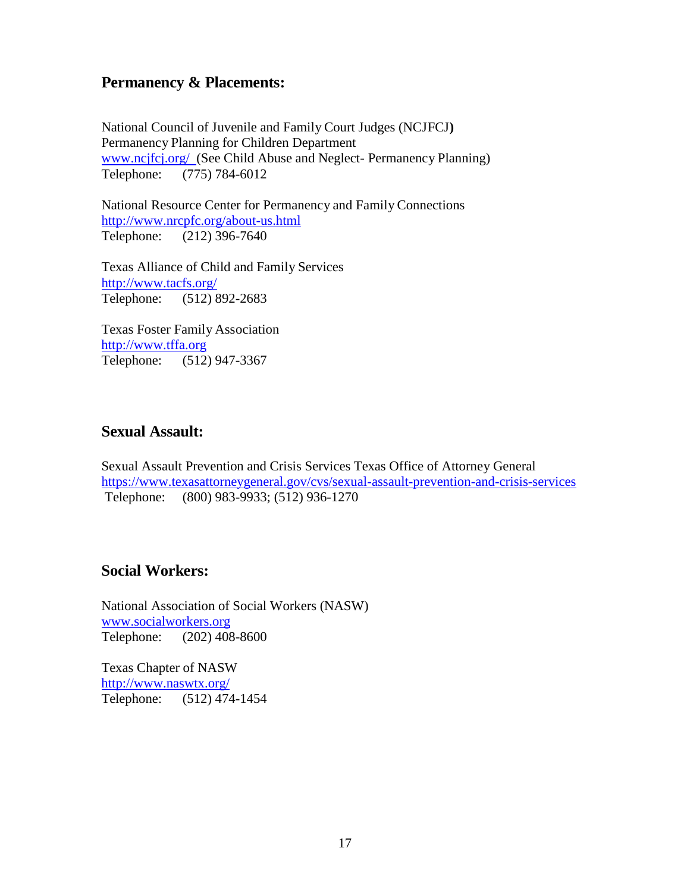## Permanency & Placements:

National Council of Juvenile and Family Court Judges (NCJFCJ)
Permanency Planning for Children Department
www.ncjfcj.org/ (See Child Abuse and Neglect- Permanency Planning)
Telephone: (775) 784-6012

National Resource Center for Permanency and Family Connections
http://www.nrcpfc.org/about-us.html
Telephone: (212) 396-7640

Texas Alliance of Child and Family Services
http://www.tacfs.org/
Telephone: (512) 892-2683

Texas Foster Family Association
http://www.tffa.org
Telephone: (512) 947-3367

## Sexual Assault:

Sexual Assault Prevention and Crisis Services Texas Office of Attorney General
https://www.texasattorneygeneral.gov/cvs/sexual-assault-prevention-and-crisis-services
Telephone: (800) 983-9933; (512) 936-1270

## Social Workers:

National Association of Social Workers (NASW)
www.socialworkers.org
Telephone: (202) 408-8600

Texas Chapter of NASW
http://www.naswtx.org/
Telephone: (512) 474-1454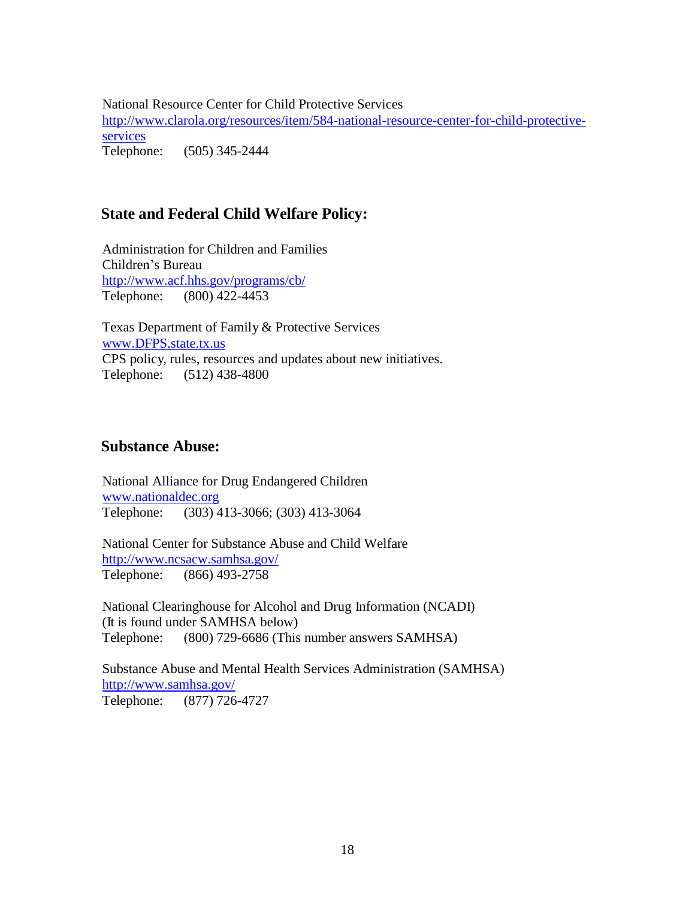National Resource Center for Child Protective Services
http://www.clarola.org/resources/item/584-national-resource-center-for-child-protective-services
Telephone: (505) 345-2444

## State and Federal Child Welfare Policy:

Administration for Children and Families
Children's Bureau
http://www.acf.hhs.gov/programs/cb/
Telephone: (800) 422-4453

Texas Department of Family & Protective Services
www.DFPS.state.tx.us
CPS policy, rules, resources and updates about new initiatives.
Telephone: (512) 438-4800

## Substance Abuse:

National Alliance for Drug Endangered Children
www.nationaldec.org
Telephone: (303) 413-3066; (303) 413-3064

National Center for Substance Abuse and Child Welfare
http://www.ncsacw.samhsa.gov/
Telephone: (866) 493-2758

National Clearinghouse for Alcohol and Drug Information (NCADI)
(It is found under SAMHSA below)
Telephone: (800) 729-6686 (This number answers SAMHSA)

Substance Abuse and Mental Health Services Administration (SAMHSA)
http://www.samhsa.gov/
Telephone: (877) 726-4727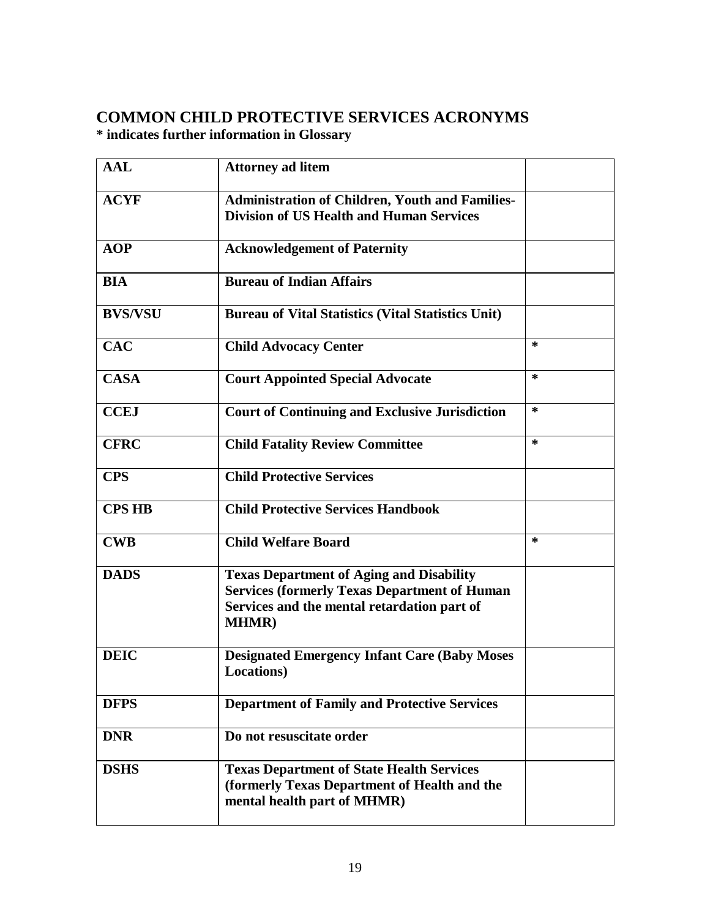## COMMON CHILD PROTECTIVE SERVICES ACRONYMS

**\* indicates further information in Glossary**

| AAL | Attorney ad litem | |
|---|---|---|
| ACYF | Administration of Children, Youth and Families-Division of US Health and Human Services | |
| AOP | Acknowledgement of Paternity | |
| BIA | Bureau of Indian Affairs | |
| BVS/VSU | Bureau of Vital Statistics (Vital Statistics Unit) | |
| CAC | Child Advocacy Center | * |
| CASA | Court Appointed Special Advocate | * |
| CCEJ | Court of Continuing and Exclusive Jurisdiction | * |
| CFRC | Child Fatality Review Committee | * |
| CPS | Child Protective Services | |
| CPS HB | Child Protective Services Handbook | |
| CWB | Child Welfare Board | * |
| DADS | Texas Department of Aging and Disability Services (formerly Texas Department of Human Services and the mental retardation part of MHMR) | |
| DEIC | Designated Emergency Infant Care (Baby Moses Locations) | |
| DFPS | Department of Family and Protective Services | |
| DNR | Do not resuscitate order | |
| DSHS | Texas Department of State Health Services (formerly Texas Department of Health and the mental health part of MHMR) | |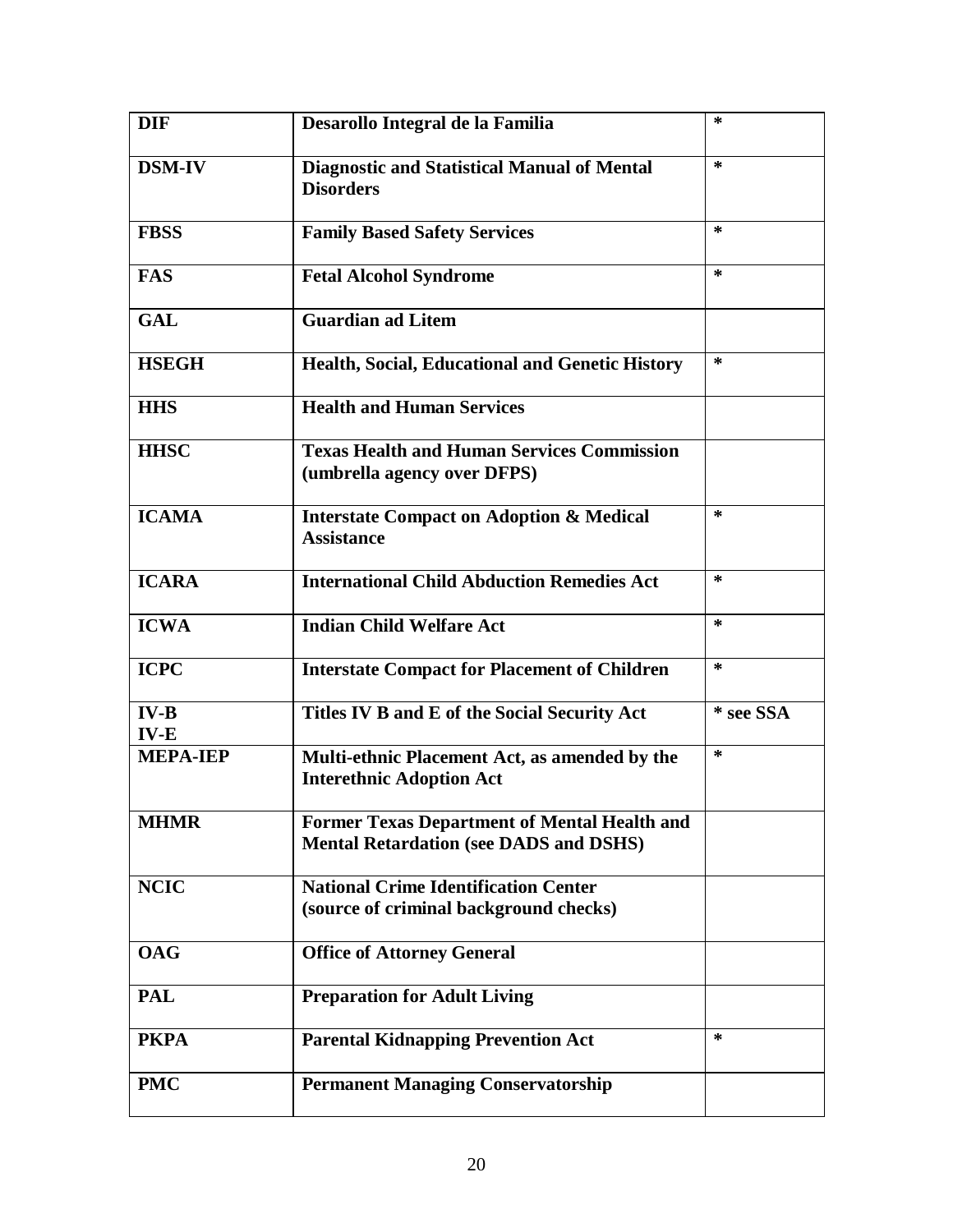| DIF | Desarollo Integral de la Familia | * |
|---|---|---|
| DSM-IV | Diagnostic and Statistical Manual of Mental Disorders | * |
| FBSS | Family Based Safety Services | * |
| FAS | Fetal Alcohol Syndrome | * |
| GAL | Guardian ad Litem | |
| HSEGH | Health, Social, Educational and Genetic History | * |
| HHS | Health and Human Services | |
| HHSC | Texas Health and Human Services Commission (umbrella agency over DFPS) | |
| ICAMA | Interstate Compact on Adoption & Medical Assistance | * |
| ICARA | International Child Abduction Remedies Act | * |
| ICWA | Indian Child Welfare Act | * |
| ICPC | Interstate Compact for Placement of Children | * |
| IV-B IV-E | Titles IV B and E of the Social Security Act | * see SSA |
| MEPA-IEP | Multi-ethnic Placement Act, as amended by the Interethnic Adoption Act | * |
| MHMR | Former Texas Department of Mental Health and Mental Retardation (see DADS and DSHS) | |
| NCIC | National Crime Identification Center (source of criminal background checks) | |
| OAG | Office of Attorney General | |
| PAL | Preparation for Adult Living | |
| PKPA | Parental Kidnapping Prevention Act | * |
| PMC | Permanent Managing Conservatorship | |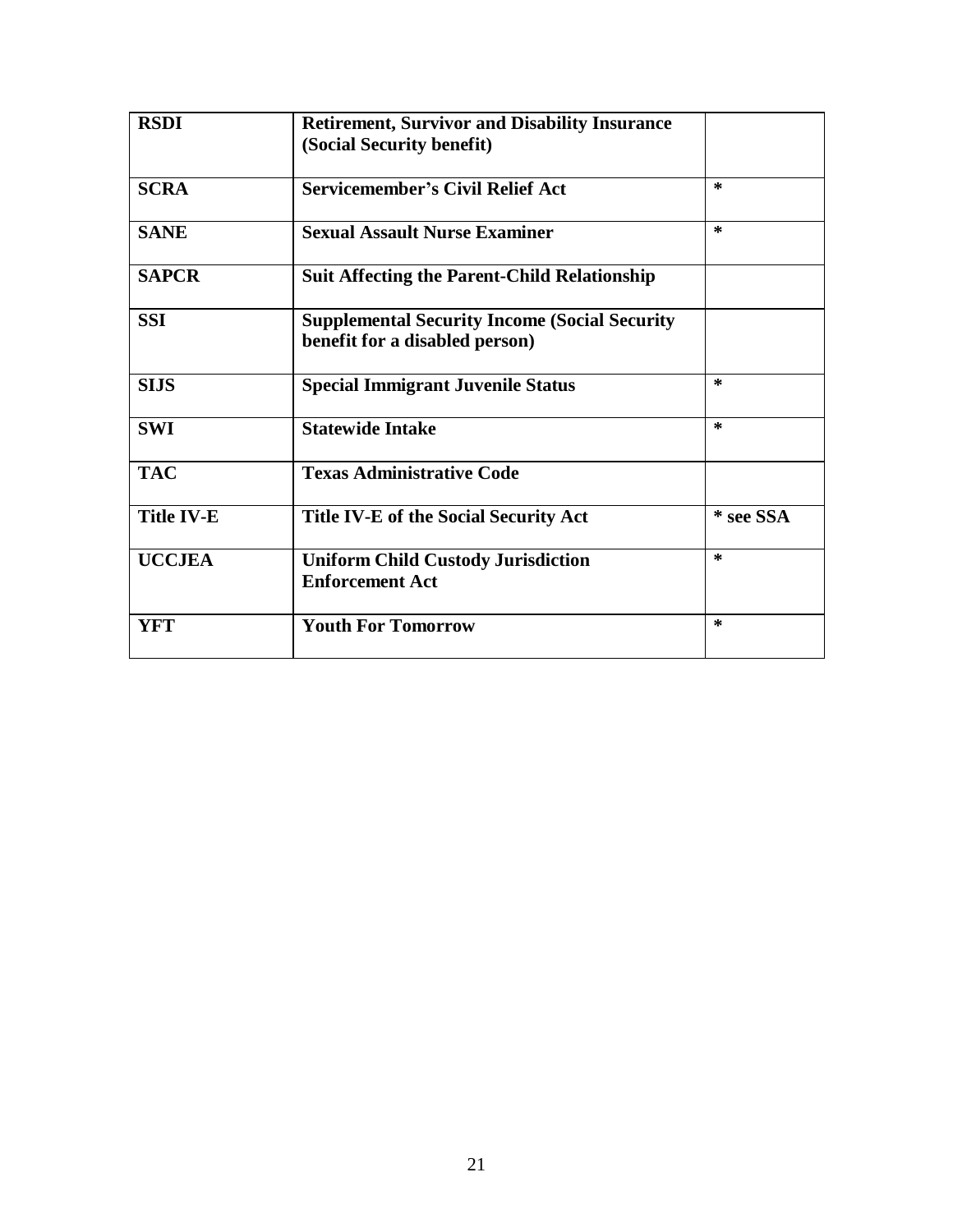| **RSDI** | **Retirement, Survivor and Disability Insurance (Social Security benefit)** | |
|---|---|---|
| **SCRA** | **Servicemember's Civil Relief Act** | * |
| **SANE** | **Sexual Assault Nurse Examiner** | * |
| **SAPCR** | **Suit Affecting the Parent-Child Relationship** | |
| **SSI** | **Supplemental Security Income (Social Security benefit for a disabled person)** | |
| **SIJS** | **Special Immigrant Juvenile Status** | * |
| **SWI** | **Statewide Intake** | * |
| **TAC** | **Texas Administrative Code** | |
| **Title IV-E** | **Title IV-E of the Social Security Act** | * see SSA |
| **UCCJEA** | **Uniform Child Custody Jurisdiction Enforcement Act** | * |
| **YFT** | **Youth For Tomorrow** | * |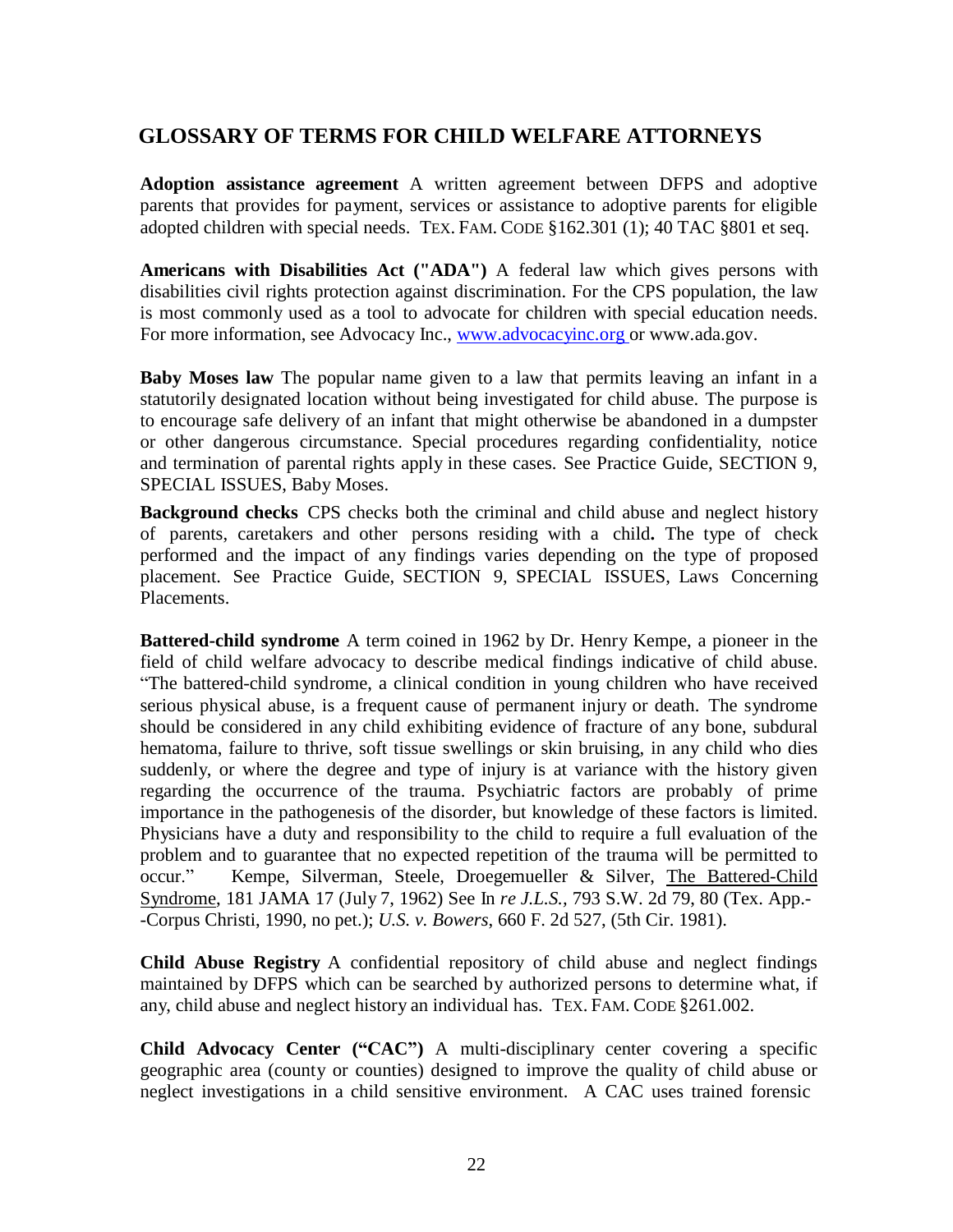## GLOSSARY OF TERMS FOR CHILD WELFARE ATTORNEYS

**Adoption assistance agreement** A written agreement between DFPS and adoptive parents that provides for payment, services or assistance to adoptive parents for eligible adopted children with special needs. TEX. FAM. CODE §162.301 (1); 40 TAC §801 et seq.

**Americans with Disabilities Act ("ADA")** A federal law which gives persons with disabilities civil rights protection against discrimination. For the CPS population, the law is most commonly used as a tool to advocate for children with special education needs. For more information, see Advocacy Inc., www.advocacyinc.org or www.ada.gov.

**Baby Moses law** The popular name given to a law that permits leaving an infant in a statutorily designated location without being investigated for child abuse. The purpose is to encourage safe delivery of an infant that might otherwise be abandoned in a dumpster or other dangerous circumstance. Special procedures regarding confidentiality, notice and termination of parental rights apply in these cases. See Practice Guide, SECTION 9, SPECIAL ISSUES, Baby Moses.

**Background checks** CPS checks both the criminal and child abuse and neglect history of parents, caretakers and other persons residing with a child**.** The type of check performed and the impact of any findings varies depending on the type of proposed placement. See Practice Guide, SECTION 9, SPECIAL ISSUES, Laws Concerning Placements.

**Battered-child syndrome** A term coined in 1962 by Dr. Henry Kempe, a pioneer in the field of child welfare advocacy to describe medical findings indicative of child abuse. "The battered-child syndrome, a clinical condition in young children who have received serious physical abuse, is a frequent cause of permanent injury or death. The syndrome should be considered in any child exhibiting evidence of fracture of any bone, subdural hematoma, failure to thrive, soft tissue swellings or skin bruising, in any child who dies suddenly, or where the degree and type of injury is at variance with the history given regarding the occurrence of the trauma. Psychiatric factors are probably of prime importance in the pathogenesis of the disorder, but knowledge of these factors is limited. Physicians have a duty and responsibility to the child to require a full evaluation of the problem and to guarantee that no expected repetition of the trauma will be permitted to occur." Kempe, Silverman, Steele, Droegemueller & Silver, The Battered-Child Syndrome, 181 JAMA 17 (July 7, 1962) See In *re J.L.S.,* 793 S.W. 2d 79, 80 (Tex. App.--Corpus Christi, 1990, no pet.); *U.S. v. Bowers*, 660 F. 2d 527, (5th Cir. 1981).

**Child Abuse Registry** A confidential repository of child abuse and neglect findings maintained by DFPS which can be searched by authorized persons to determine what, if any, child abuse and neglect history an individual has. TEX. FAM. CODE §261.002.

**Child Advocacy Center ("CAC")** A multi-disciplinary center covering a specific geographic area (county or counties) designed to improve the quality of child abuse or neglect investigations in a child sensitive environment. A CAC uses trained forensic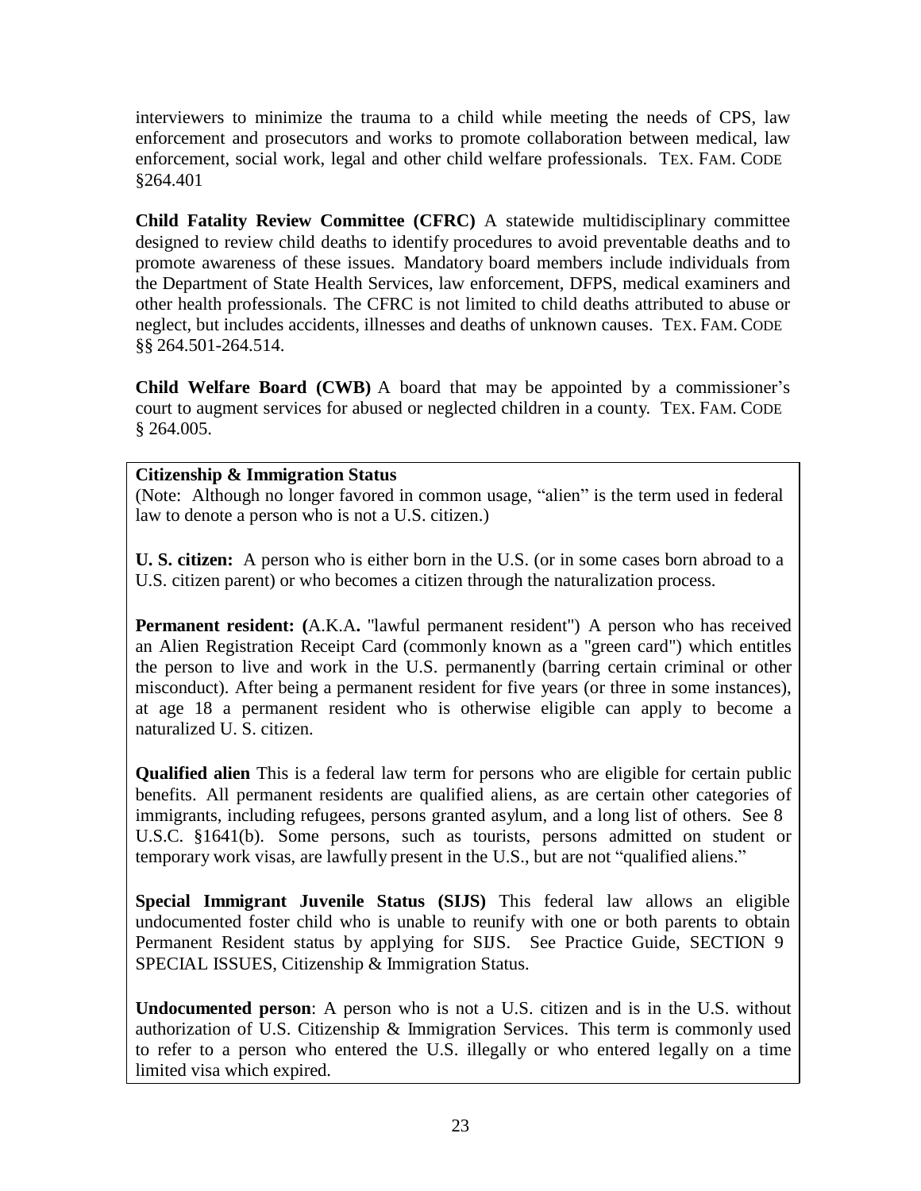interviewers to minimize the trauma to a child while meeting the needs of CPS, law enforcement and prosecutors and works to promote collaboration between medical, law enforcement, social work, legal and other child welfare professionals. TEX. FAM. CODE §264.401

**Child Fatality Review Committee (CFRC)** A statewide multidisciplinary committee designed to review child deaths to identify procedures to avoid preventable deaths and to promote awareness of these issues. Mandatory board members include individuals from the Department of State Health Services, law enforcement, DFPS, medical examiners and other health professionals. The CFRC is not limited to child deaths attributed to abuse or neglect, but includes accidents, illnesses and deaths of unknown causes. TEX. FAM. CODE §§ 264.501-264.514.

**Child Welfare Board (CWB)** A board that may be appointed by a commissioner's court to augment services for abused or neglected children in a county. TEX. FAM. CODE § 264.005.

**Citizenship & Immigration Status**
(Note: Although no longer favored in common usage, "alien" is the term used in federal law to denote a person who is not a U.S. citizen.)

**U. S. citizen:** A person who is either born in the U.S. (or in some cases born abroad to a U.S. citizen parent) or who becomes a citizen through the naturalization process.

**Permanent resident: (**A.K.A**.** "lawful permanent resident") A person who has received an Alien Registration Receipt Card (commonly known as a "green card") which entitles the person to live and work in the U.S. permanently (barring certain criminal or other misconduct). After being a permanent resident for five years (or three in some instances), at age 18 a permanent resident who is otherwise eligible can apply to become a naturalized U. S. citizen.

**Qualified alien** This is a federal law term for persons who are eligible for certain public benefits. All permanent residents are qualified aliens, as are certain other categories of immigrants, including refugees, persons granted asylum, and a long list of others. See 8 U.S.C. §1641(b). Some persons, such as tourists, persons admitted on student or temporary work visas, are lawfully present in the U.S., but are not "qualified aliens."

**Special Immigrant Juvenile Status (SIJS)** This federal law allows an eligible undocumented foster child who is unable to reunify with one or both parents to obtain Permanent Resident status by applying for SIJS. See Practice Guide, SECTION 9 SPECIAL ISSUES, Citizenship & Immigration Status.

**Undocumented person**: A person who is not a U.S. citizen and is in the U.S. without authorization of U.S. Citizenship & Immigration Services. This term is commonly used to refer to a person who entered the U.S. illegally or who entered legally on a time limited visa which expired.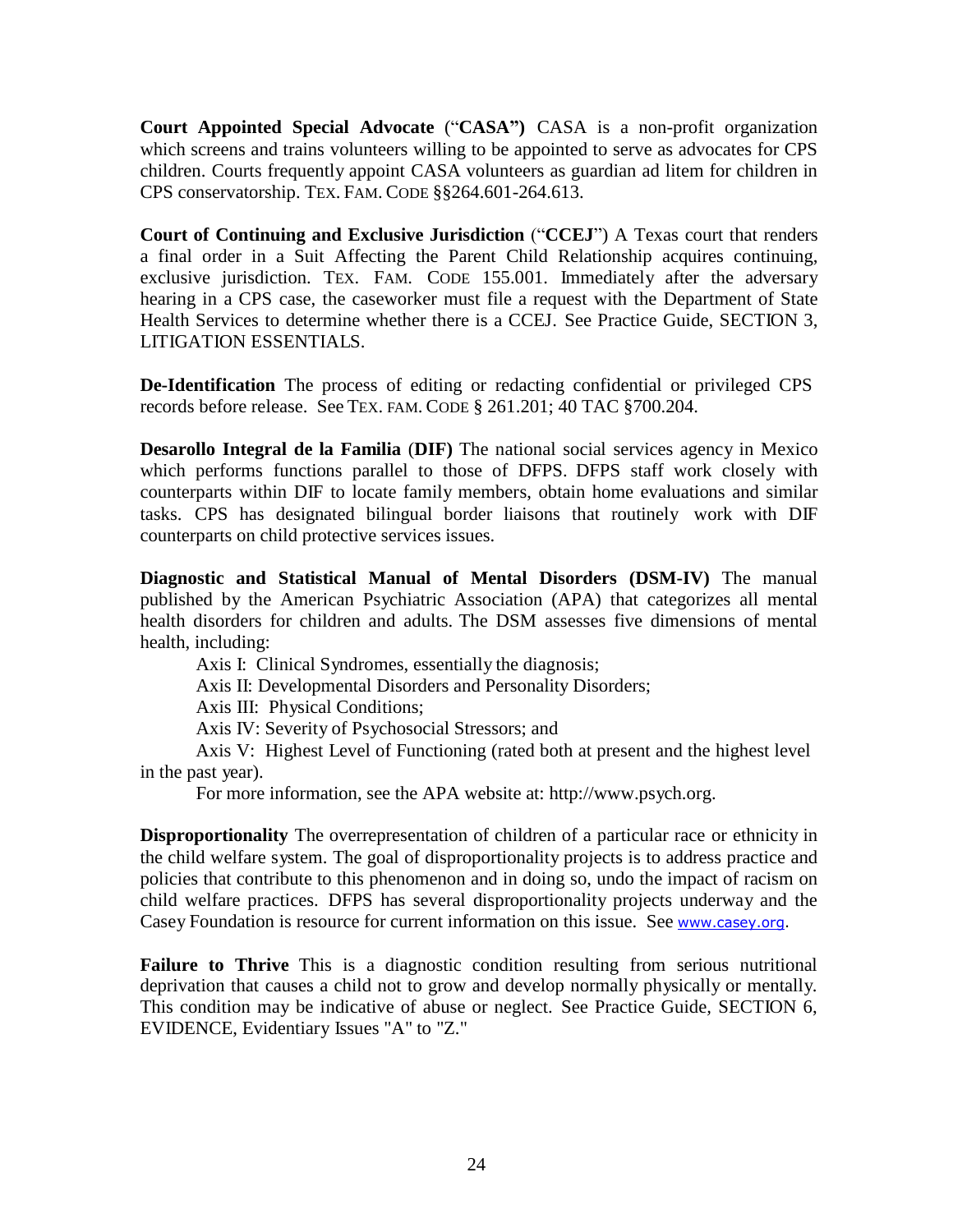**Court Appointed Special Advocate** (“**CASA”)** CASA is a non-profit organization which screens and trains volunteers willing to be appointed to serve as advocates for CPS children. Courts frequently appoint CASA volunteers as guardian ad litem for children in CPS conservatorship. TEX. FAM. CODE §§264.601-264.613.

**Court of Continuing and Exclusive Jurisdiction** (“**CCEJ**”) A Texas court that renders a final order in a Suit Affecting the Parent Child Relationship acquires continuing, exclusive jurisdiction. TEX. FAM. CODE 155.001. Immediately after the adversary hearing in a CPS case, the caseworker must file a request with the Department of State Health Services to determine whether there is a CCEJ. See Practice Guide, SECTION 3, LITIGATION ESSENTIALS.

**De-Identification** The process of editing or redacting confidential or privileged CPS records before release. See TEX. FAM. CODE § 261.201; 40 TAC §700.204.

**Desarollo Integral de la Familia** (**DIF)** The national social services agency in Mexico which performs functions parallel to those of DFPS. DFPS staff work closely with counterparts within DIF to locate family members, obtain home evaluations and similar tasks. CPS has designated bilingual border liaisons that routinely work with DIF counterparts on child protective services issues.

**Diagnostic and Statistical Manual of Mental Disorders (DSM-IV)** The manual published by the American Psychiatric Association (APA) that categorizes all mental health disorders for children and adults. The DSM assesses five dimensions of mental health, including:

Axis I: Clinical Syndromes, essentially the diagnosis;

Axis II: Developmental Disorders and Personality Disorders;

Axis III: Physical Conditions;

Axis IV: Severity of Psychosocial Stressors; and

Axis V: Highest Level of Functioning (rated both at present and the highest level in the past year).

For more information, see the APA website at: http://www.psych.org.

**Disproportionality** The overrepresentation of children of a particular race or ethnicity in the child welfare system. The goal of disproportionality projects is to address practice and policies that contribute to this phenomenon and in doing so, undo the impact of racism on child welfare practices. DFPS has several disproportionality projects underway and the Casey Foundation is resource for current information on this issue. See www.casey.org.

**Failure to Thrive** This is a diagnostic condition resulting from serious nutritional deprivation that causes a child not to grow and develop normally physically or mentally. This condition may be indicative of abuse or neglect. See Practice Guide, SECTION 6, EVIDENCE, Evidentiary Issues "A" to "Z."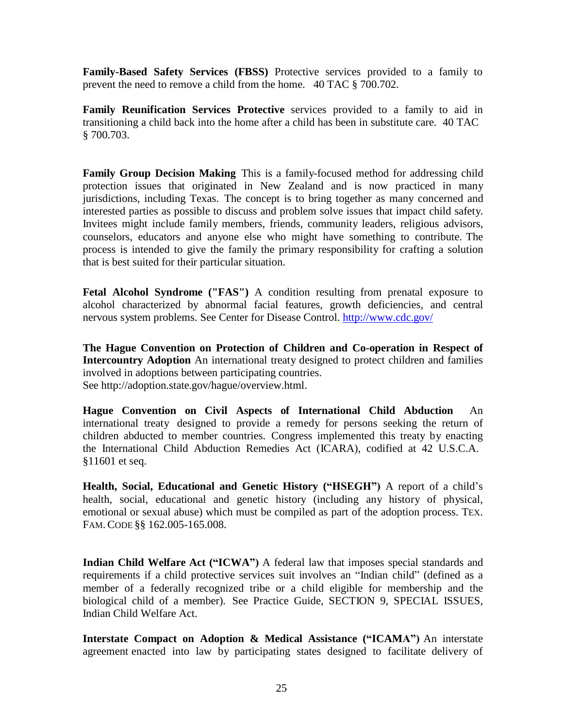**Family-Based Safety Services (FBSS)** Protective services provided to a family to prevent the need to remove a child from the home. 40 TAC § 700.702.

**Family Reunification Services Protective** services provided to a family to aid in transitioning a child back into the home after a child has been in substitute care. 40 TAC § 700.703.

**Family Group Decision Making** This is a family-focused method for addressing child protection issues that originated in New Zealand and is now practiced in many jurisdictions, including Texas. The concept is to bring together as many concerned and interested parties as possible to discuss and problem solve issues that impact child safety. Invitees might include family members, friends, community leaders, religious advisors, counselors, educators and anyone else who might have something to contribute. The process is intended to give the family the primary responsibility for crafting a solution that is best suited for their particular situation.

**Fetal Alcohol Syndrome ("FAS")** A condition resulting from prenatal exposure to alcohol characterized by abnormal facial features, growth deficiencies, and central nervous system problems. See Center for Disease Control. http://www.cdc.gov/

**The Hague Convention on Protection of Children and Co-operation in Respect of Intercountry Adoption** An international treaty designed to protect children and families involved in adoptions between participating countries.
See http://adoption.state.gov/hague/overview.html.

**Hague Convention on Civil Aspects of International Child Abduction** An international treaty designed to provide a remedy for persons seeking the return of children abducted to member countries. Congress implemented this treaty by enacting the International Child Abduction Remedies Act (ICARA), codified at 42 U.S.C.A. §11601 et seq.

**Health, Social, Educational and Genetic History ("HSEGH")** A report of a child's health, social, educational and genetic history (including any history of physical, emotional or sexual abuse) which must be compiled as part of the adoption process. TEX. FAM. CODE §§ 162.005-165.008.

**Indian Child Welfare Act ("ICWA")** A federal law that imposes special standards and requirements if a child protective services suit involves an "Indian child" (defined as a member of a federally recognized tribe or a child eligible for membership and the biological child of a member). See Practice Guide, SECTION 9, SPECIAL ISSUES, Indian Child Welfare Act.

**Interstate Compact on Adoption & Medical Assistance ("ICAMA")** An interstate agreement enacted into law by participating states designed to facilitate delivery of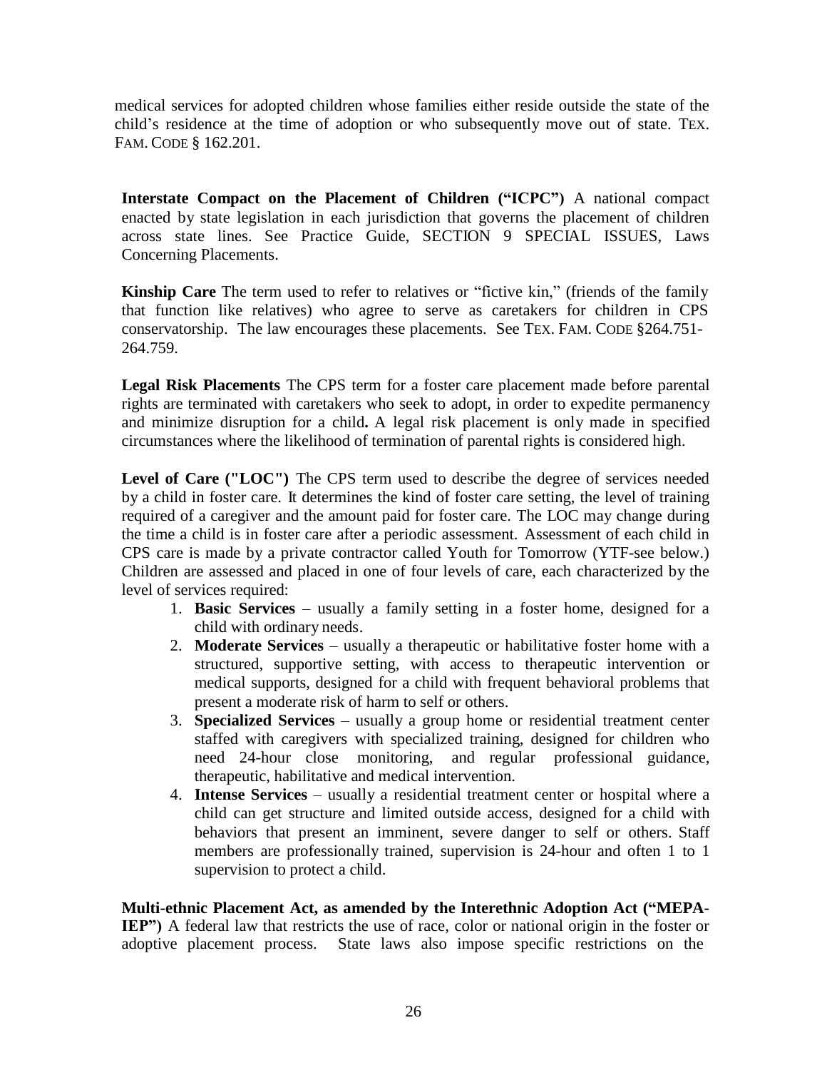medical services for adopted children whose families either reside outside the state of the child's residence at the time of adoption or who subsequently move out of state. TEX. FAM. CODE § 162.201.

**Interstate Compact on the Placement of Children ("ICPC")** A national compact enacted by state legislation in each jurisdiction that governs the placement of children across state lines. See Practice Guide, SECTION 9 SPECIAL ISSUES, Laws Concerning Placements.

**Kinship Care** The term used to refer to relatives or "fictive kin," (friends of the family that function like relatives) who agree to serve as caretakers for children in CPS conservatorship. The law encourages these placements. See TEX. FAM. CODE §264.751-264.759.

**Legal Risk Placements** The CPS term for a foster care placement made before parental rights are terminated with caretakers who seek to adopt, in order to expedite permanency and minimize disruption for a child**.** A legal risk placement is only made in specified circumstances where the likelihood of termination of parental rights is considered high.

**Level of Care ("LOC")** The CPS term used to describe the degree of services needed by a child in foster care. It determines the kind of foster care setting, the level of training required of a caregiver and the amount paid for foster care. The LOC may change during the time a child is in foster care after a periodic assessment. Assessment of each child in CPS care is made by a private contractor called Youth for Tomorrow (YTF-see below.) Children are assessed and placed in one of four levels of care, each characterized by the level of services required:

1. **Basic Services** – usually a family setting in a foster home, designed for a child with ordinary needs.
2. **Moderate Services** – usually a therapeutic or habilitative foster home with a structured, supportive setting, with access to therapeutic intervention or medical supports, designed for a child with frequent behavioral problems that present a moderate risk of harm to self or others.
3. **Specialized Services** – usually a group home or residential treatment center staffed with caregivers with specialized training, designed for children who need 24-hour close monitoring, and regular professional guidance, therapeutic, habilitative and medical intervention.
4. **Intense Services** – usually a residential treatment center or hospital where a child can get structure and limited outside access, designed for a child with behaviors that present an imminent, severe danger to self or others. Staff members are professionally trained, supervision is 24-hour and often 1 to 1 supervision to protect a child.

**Multi-ethnic Placement Act, as amended by the Interethnic Adoption Act ("MEPA-IEP")** A federal law that restricts the use of race, color or national origin in the foster or adoptive placement process. State laws also impose specific restrictions on the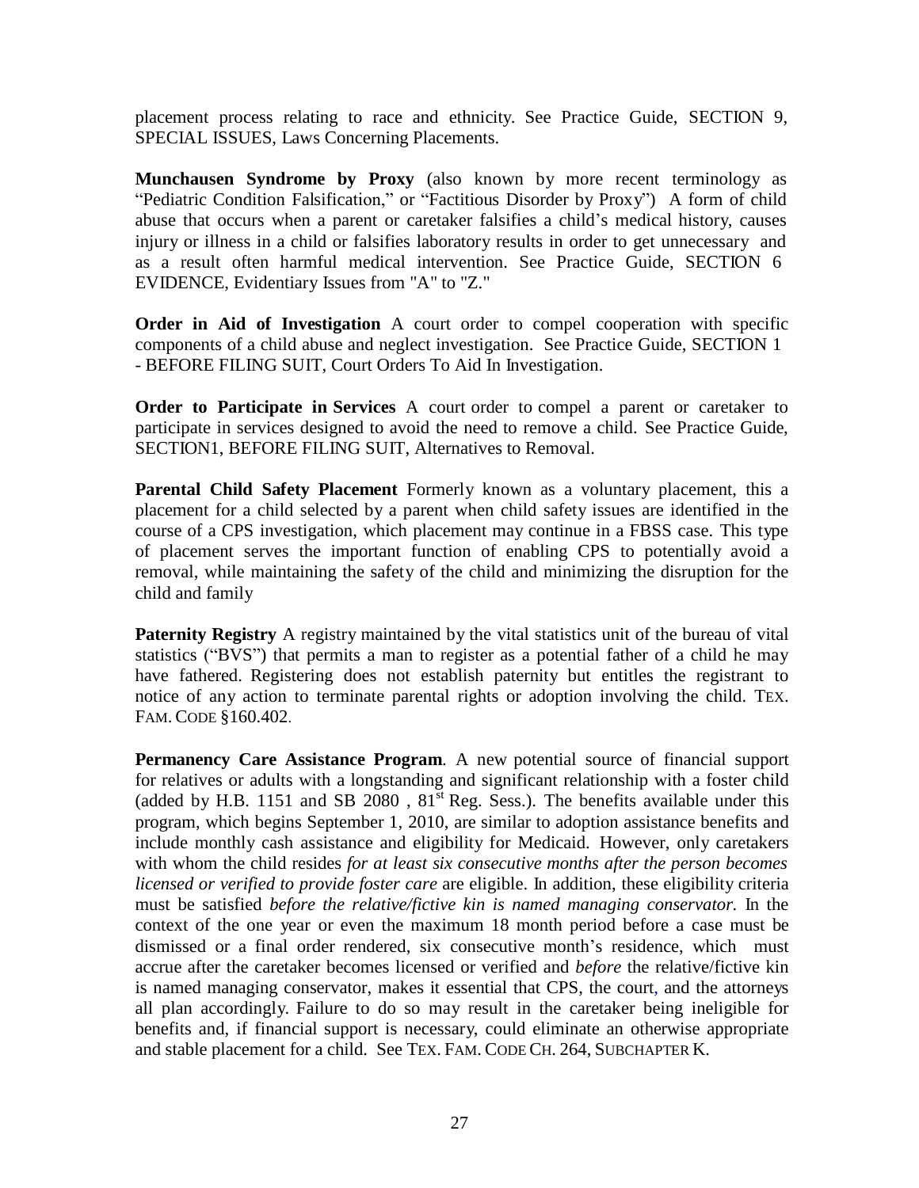placement process relating to race and ethnicity. See Practice Guide, SECTION 9, SPECIAL ISSUES, Laws Concerning Placements.

**Munchausen Syndrome by Proxy** (also known by more recent terminology as "Pediatric Condition Falsification," or "Factitious Disorder by Proxy") A form of child abuse that occurs when a parent or caretaker falsifies a child's medical history, causes injury or illness in a child or falsifies laboratory results in order to get unnecessary and as a result often harmful medical intervention. See Practice Guide, SECTION 6 EVIDENCE, Evidentiary Issues from "A" to "Z."

**Order in Aid of Investigation** A court order to compel cooperation with specific components of a child abuse and neglect investigation. See Practice Guide, SECTION 1 - BEFORE FILING SUIT, Court Orders To Aid In Investigation.

**Order to Participate in Services** A court order to compel a parent or caretaker to participate in services designed to avoid the need to remove a child. See Practice Guide, SECTION1, BEFORE FILING SUIT, Alternatives to Removal.

**Parental Child Safety Placement** Formerly known as a voluntary placement, this a placement for a child selected by a parent when child safety issues are identified in the course of a CPS investigation, which placement may continue in a FBSS case. This type of placement serves the important function of enabling CPS to potentially avoid a removal, while maintaining the safety of the child and minimizing the disruption for the child and family

**Paternity Registry** A registry maintained by the vital statistics unit of the bureau of vital statistics ("BVS") that permits a man to register as a potential father of a child he may have fathered. Registering does not establish paternity but entitles the registrant to notice of any action to terminate parental rights or adoption involving the child. TEX. FAM. CODE §160.402.

**Permanency Care Assistance Program**. A new potential source of financial support for relatives or adults with a longstanding and significant relationship with a foster child (added by H.B. 1151 and SB 2080 , 81st Reg. Sess.). The benefits available under this program, which begins September 1, 2010, are similar to adoption assistance benefits and include monthly cash assistance and eligibility for Medicaid. However, only caretakers with whom the child resides *for at least six consecutive months after the person becomes licensed or verified to provide foster care* are eligible. In addition, these eligibility criteria must be satisfied *before the relative/fictive kin is named managing conservator.* In the context of the one year or even the maximum 18 month period before a case must be dismissed or a final order rendered, six consecutive month's residence, which must accrue after the caretaker becomes licensed or verified and *before* the relative/fictive kin is named managing conservator, makes it essential that CPS, the court, and the attorneys all plan accordingly. Failure to do so may result in the caretaker being ineligible for benefits and, if financial support is necessary, could eliminate an otherwise appropriate and stable placement for a child. See TEX. FAM. CODE CH. 264, SUBCHAPTER K.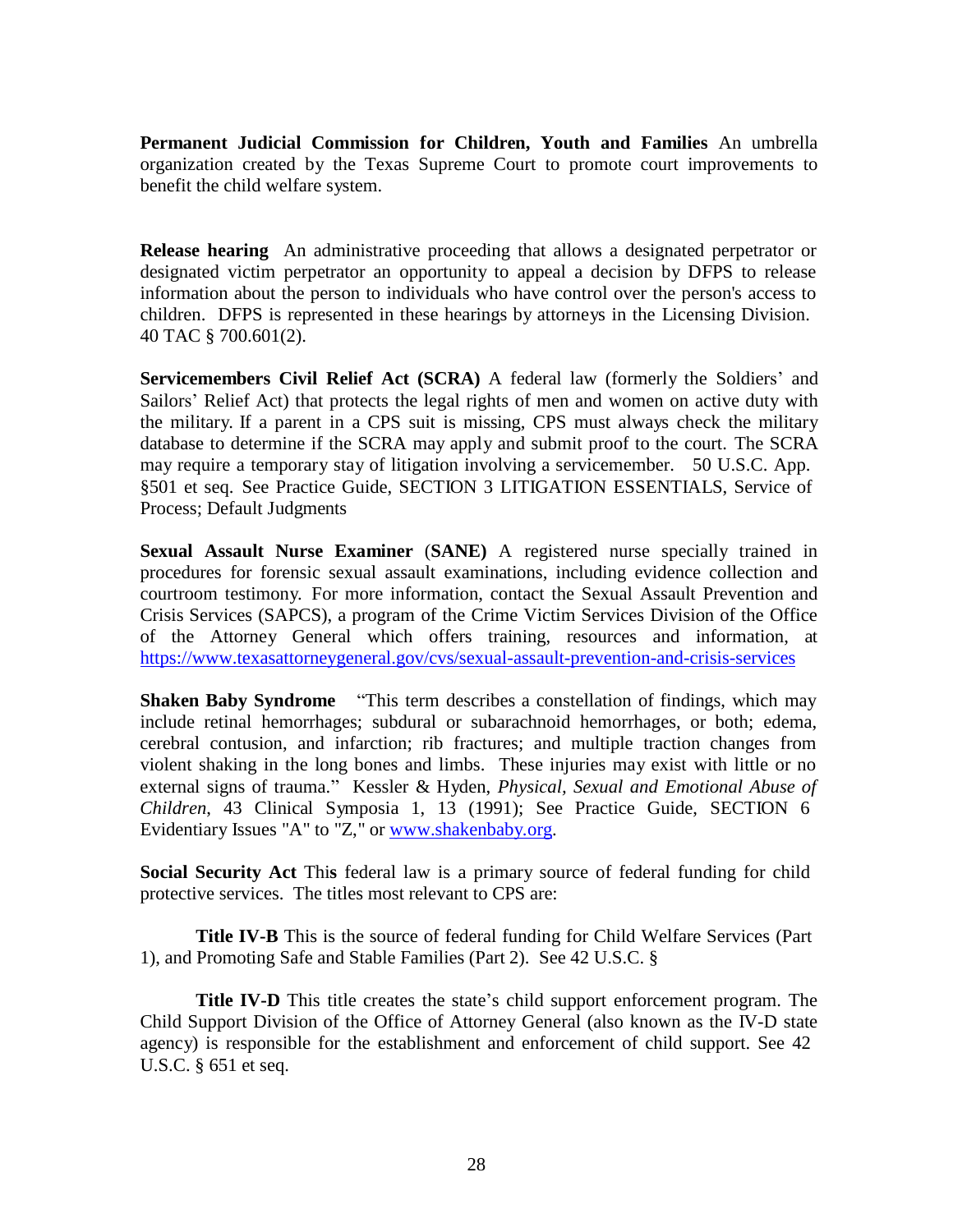**Permanent Judicial Commission for Children, Youth and Families** An umbrella organization created by the Texas Supreme Court to promote court improvements to benefit the child welfare system.

**Release hearing** An administrative proceeding that allows a designated perpetrator or designated victim perpetrator an opportunity to appeal a decision by DFPS to release information about the person to individuals who have control over the person's access to children. DFPS is represented in these hearings by attorneys in the Licensing Division. 40 TAC § 700.601(2).

**Servicemembers Civil Relief Act (SCRA)** A federal law (formerly the Soldiers' and Sailors' Relief Act) that protects the legal rights of men and women on active duty with the military. If a parent in a CPS suit is missing, CPS must always check the military database to determine if the SCRA may apply and submit proof to the court. The SCRA may require a temporary stay of litigation involving a servicemember. 50 U.S.C. App. §501 et seq. See Practice Guide, SECTION 3 LITIGATION ESSENTIALS, Service of Process; Default Judgments

**Sexual Assault Nurse Examiner** (**SANE)** A registered nurse specially trained in procedures for forensic sexual assault examinations, including evidence collection and courtroom testimony. For more information, contact the Sexual Assault Prevention and Crisis Services (SAPCS), a program of the Crime Victim Services Division of the Office of the Attorney General which offers training, resources and information, at https://www.texasattorneygeneral.gov/cvs/sexual-assault-prevention-and-crisis-services

**Shaken Baby Syndrome** "This term describes a constellation of findings, which may include retinal hemorrhages; subdural or subarachnoid hemorrhages, or both; edema, cerebral contusion, and infarction; rib fractures; and multiple traction changes from violent shaking in the long bones and limbs. These injuries may exist with little or no external signs of trauma." Kessler & Hyden, *Physical, Sexual and Emotional Abuse of Children*, 43 Clinical Symposia 1, 13 (1991); See Practice Guide, SECTION 6 Evidentiary Issues "A" to "Z," or www.shakenbaby.org.

**Social Security Act** This federal law is a primary source of federal funding for child protective services. The titles most relevant to CPS are:

**Title IV-B** This is the source of federal funding for Child Welfare Services (Part 1), and Promoting Safe and Stable Families (Part 2). See 42 U.S.C. §

**Title IV-D** This title creates the state's child support enforcement program. The Child Support Division of the Office of Attorney General (also known as the IV-D state agency) is responsible for the establishment and enforcement of child support. See 42 U.S.C. § 651 et seq.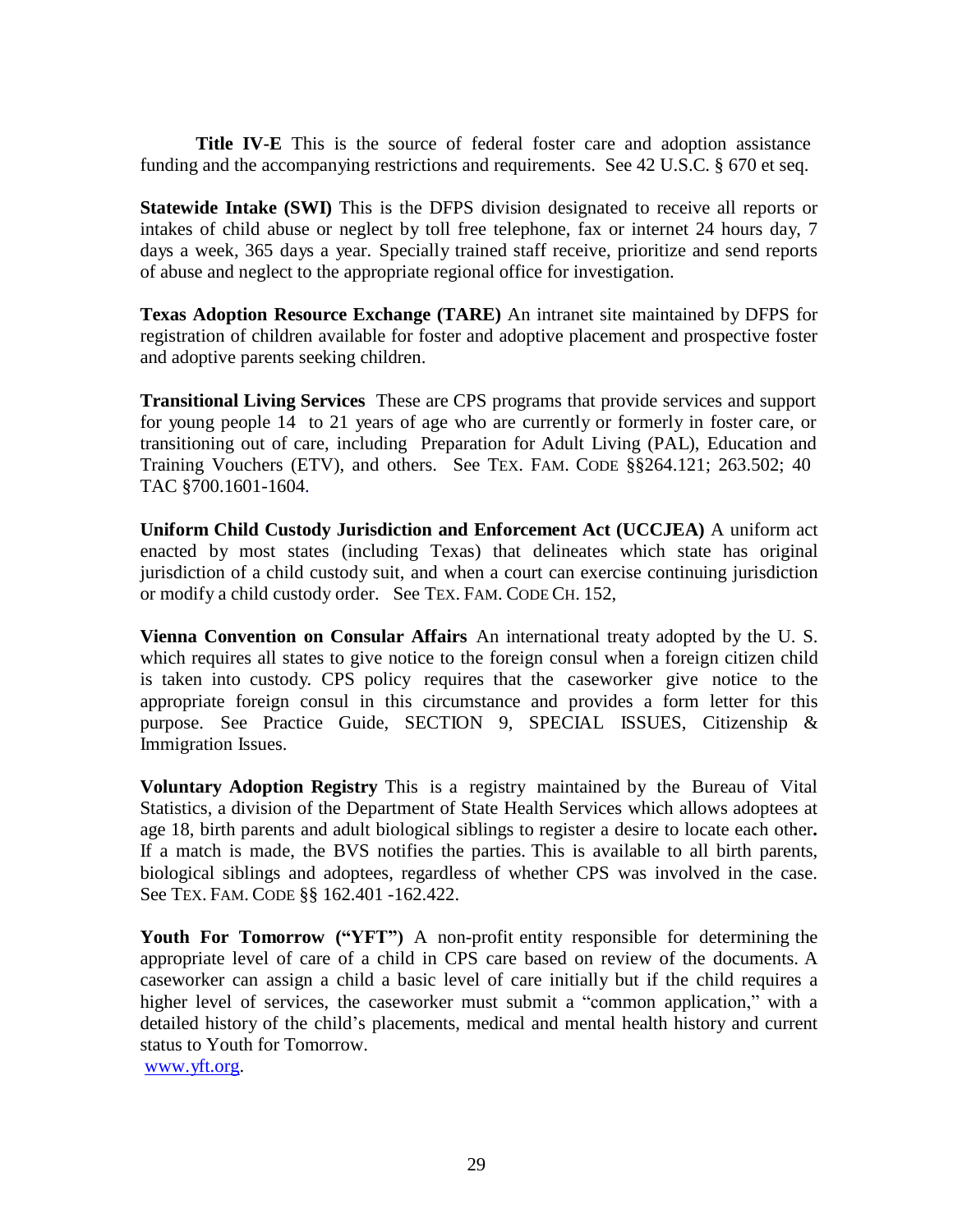**Title IV-E** This is the source of federal foster care and adoption assistance funding and the accompanying restrictions and requirements. See 42 U.S.C. § 670 et seq.

**Statewide Intake (SWI)** This is the DFPS division designated to receive all reports or intakes of child abuse or neglect by toll free telephone, fax or internet 24 hours day, 7 days a week, 365 days a year. Specially trained staff receive, prioritize and send reports of abuse and neglect to the appropriate regional office for investigation.

**Texas Adoption Resource Exchange (TARE)** An intranet site maintained by DFPS for registration of children available for foster and adoptive placement and prospective foster and adoptive parents seeking children.

**Transitional Living Services** These are CPS programs that provide services and support for young people 14 to 21 years of age who are currently or formerly in foster care, or transitioning out of care, including Preparation for Adult Living (PAL), Education and Training Vouchers (ETV), and others. See TEX. FAM. CODE §§264.121; 263.502; 40 TAC §700.1601-1604.

**Uniform Child Custody Jurisdiction and Enforcement Act (UCCJEA)** A uniform act enacted by most states (including Texas) that delineates which state has original jurisdiction of a child custody suit, and when a court can exercise continuing jurisdiction or modify a child custody order. See TEX. FAM. CODE CH. 152,

**Vienna Convention on Consular Affairs** An international treaty adopted by the U. S. which requires all states to give notice to the foreign consul when a foreign citizen child is taken into custody. CPS policy requires that the caseworker give notice to the appropriate foreign consul in this circumstance and provides a form letter for this purpose. See Practice Guide, SECTION 9, SPECIAL ISSUES, Citizenship & Immigration Issues.

**Voluntary Adoption Registry** This is a registry maintained by the Bureau of Vital Statistics, a division of the Department of State Health Services which allows adoptees at age 18, birth parents and adult biological siblings to register a desire to locate each other**.** If a match is made, the BVS notifies the parties. This is available to all birth parents, biological siblings and adoptees, regardless of whether CPS was involved in the case. See TEX. FAM. CODE §§ 162.401 -162.422.

**Youth For Tomorrow ("YFT")** A non-profit entity responsible for determining the appropriate level of care of a child in CPS care based on review of the documents. A caseworker can assign a child a basic level of care initially but if the child requires a higher level of services, the caseworker must submit a "common application," with a detailed history of the child's placements, medical and mental health history and current status to Youth for Tomorrow.
[www.yft.org](www.yft.org).